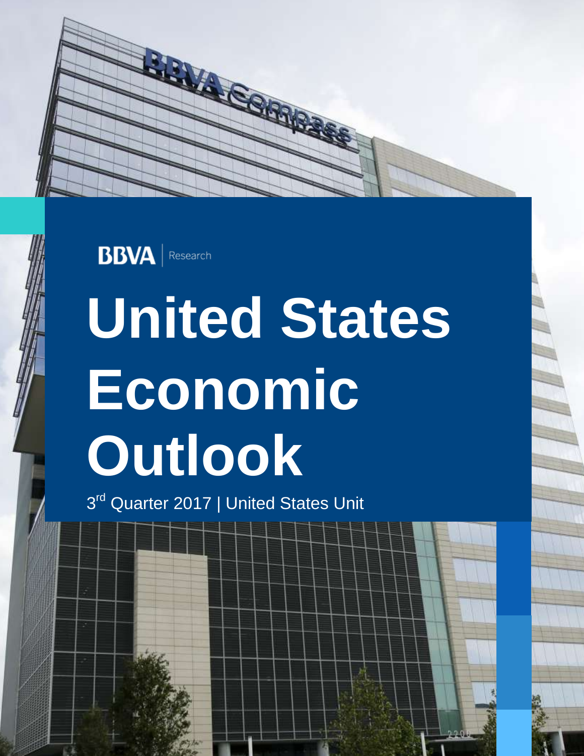BBVA | Research

# United States Economic Outlook

3rd Quarter 2017 | United States Unit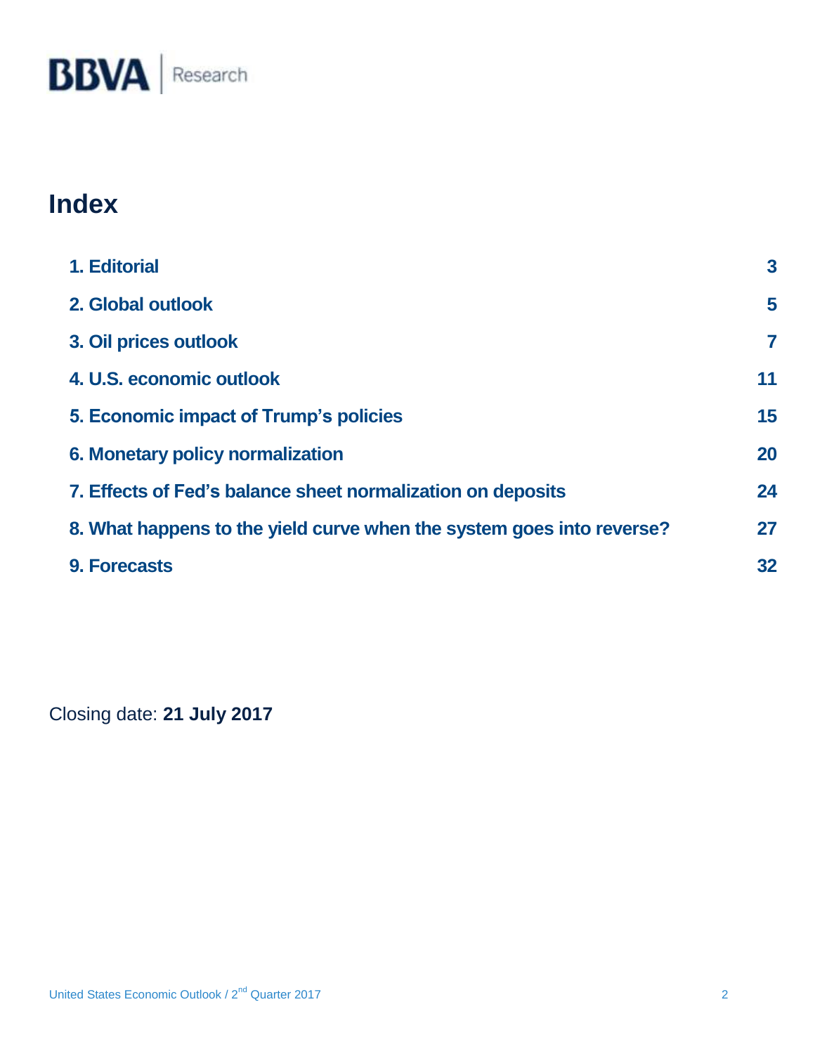# Index

| | |
|---|---|
| **1. Editorial** | **3** |
| **2. Global outlook** | **5** |
| **3. Oil prices outlook** | **7** |
| **4. U.S. economic outlook** | **11** |
| **5. Economic impact of Trump's policies** | **15** |
| **6. Monetary policy normalization** | **20** |
| **7. Effects of Fed's balance sheet normalization on deposits** | **24** |
| **8. What happens to the yield curve when the system goes into reverse?** | **27** |
| **9. Forecasts** | **32** |

Closing date: **21 July 2017**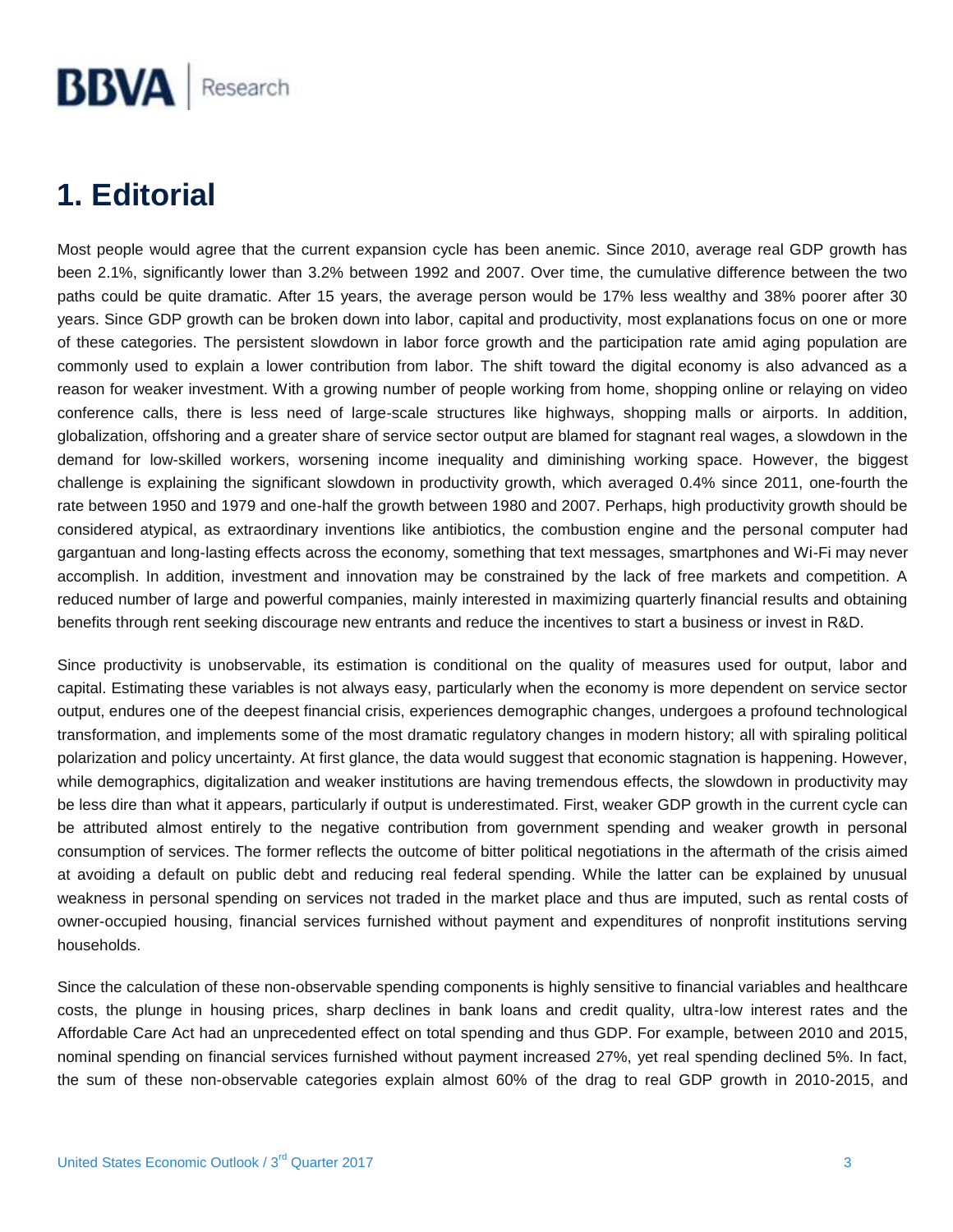# 1. Editorial

Most people would agree that the current expansion cycle has been anemic. Since 2010, average real GDP growth has been 2.1%, significantly lower than 3.2% between 1992 and 2007. Over time, the cumulative difference between the two paths could be quite dramatic. After 15 years, the average person would be 17% less wealthy and 38% poorer after 30 years. Since GDP growth can be broken down into labor, capital and productivity, most explanations focus on one or more of these categories. The persistent slowdown in labor force growth and the participation rate amid aging population are commonly used to explain a lower contribution from labor. The shift toward the digital economy is also advanced as a reason for weaker investment. With a growing number of people working from home, shopping online or relaying on video conference calls, there is less need of large-scale structures like highways, shopping malls or airports. In addition, globalization, offshoring and a greater share of service sector output are blamed for stagnant real wages, a slowdown in the demand for low-skilled workers, worsening income inequality and diminishing working space. However, the biggest challenge is explaining the significant slowdown in productivity growth, which averaged 0.4% since 2011, one-fourth the rate between 1950 and 1979 and one-half the growth between 1980 and 2007. Perhaps, high productivity growth should be considered atypical, as extraordinary inventions like antibiotics, the combustion engine and the personal computer had gargantuan and long-lasting effects across the economy, something that text messages, smartphones and Wi-Fi may never accomplish. In addition, investment and innovation may be constrained by the lack of free markets and competition. A reduced number of large and powerful companies, mainly interested in maximizing quarterly financial results and obtaining benefits through rent seeking discourage new entrants and reduce the incentives to start a business or invest in R&D.

Since productivity is unobservable, its estimation is conditional on the quality of measures used for output, labor and capital. Estimating these variables is not always easy, particularly when the economy is more dependent on service sector output, endures one of the deepest financial crisis, experiences demographic changes, undergoes a profound technological transformation, and implements some of the most dramatic regulatory changes in modern history; all with spiraling political polarization and policy uncertainty. At first glance, the data would suggest that economic stagnation is happening. However, while demographics, digitalization and weaker institutions are having tremendous effects, the slowdown in productivity may be less dire than what it appears, particularly if output is underestimated. First, weaker GDP growth in the current cycle can be attributed almost entirely to the negative contribution from government spending and weaker growth in personal consumption of services. The former reflects the outcome of bitter political negotiations in the aftermath of the crisis aimed at avoiding a default on public debt and reducing real federal spending. While the latter can be explained by unusual weakness in personal spending on services not traded in the market place and thus are imputed, such as rental costs of owner-occupied housing, financial services furnished without payment and expenditures of nonprofit institutions serving households.

Since the calculation of these non-observable spending components is highly sensitive to financial variables and healthcare costs, the plunge in housing prices, sharp declines in bank loans and credit quality, ultra-low interest rates and the Affordable Care Act had an unprecedented effect on total spending and thus GDP. For example, between 2010 and 2015, nominal spending on financial services furnished without payment increased 27%, yet real spending declined 5%. In fact, the sum of these non-observable categories explain almost 60% of the drag to real GDP growth in 2010-2015, and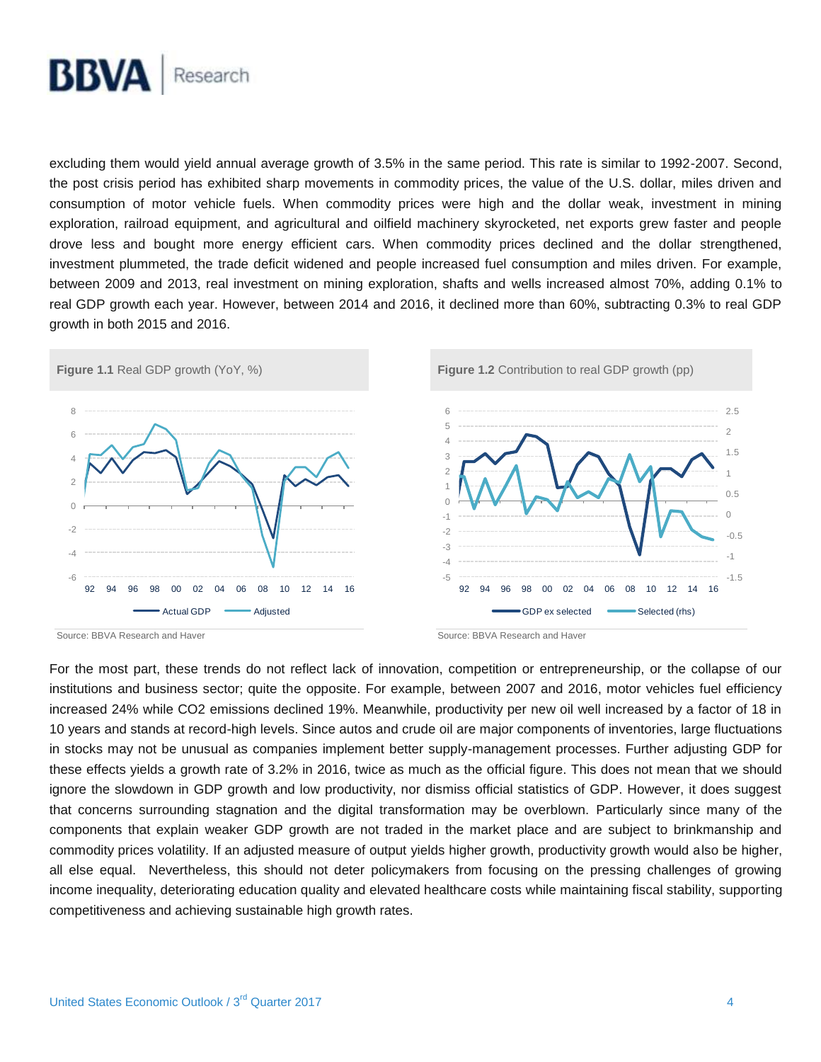excluding them would yield annual average growth of 3.5% in the same period. This rate is similar to 1992-2007. Second, the post crisis period has exhibited sharp movements in commodity prices, the value of the U.S. dollar, miles driven and consumption of motor vehicle fuels. When commodity prices were high and the dollar weak, investment in mining exploration, railroad equipment, and agricultural and oilfield machinery skyrocketed, net exports grew faster and people drove less and bought more energy efficient cars. When commodity prices declined and the dollar strengthened, investment plummeted, the trade deficit widened and people increased fuel consumption and miles driven. For example, between 2009 and 2013, real investment on mining exploration, shafts and wells increased almost 70%, adding 0.1% to real GDP growth each year. However, between 2014 and 2016, it declined more than 60%, subtracting 0.3% to real GDP growth in both 2015 and 2016.

**Figure 1.1** Real GDP growth (YoY, %)

Source: BBVA Research and Haver

**Figure 1.2** Contribution to real GDP growth (pp)

Source: BBVA Research and Haver

For the most part, these trends do not reflect lack of innovation, competition or entrepreneurship, or the collapse of our institutions and business sector; quite the opposite. For example, between 2007 and 2016, motor vehicles fuel efficiency increased 24% while CO2 emissions declined 19%. Meanwhile, productivity per new oil well increased by a factor of 18 in 10 years and stands at record-high levels. Since autos and crude oil are major components of inventories, large fluctuations in stocks may not be unusual as companies implement better supply-management processes. Further adjusting GDP for these effects yields a growth rate of 3.2% in 2016, twice as much as the official figure. This does not mean that we should ignore the slowdown in GDP growth and low productivity, nor dismiss official statistics of GDP. However, it does suggest that concerns surrounding stagnation and the digital transformation may be overblown. Particularly since many of the components that explain weaker GDP growth are not traded in the market place and are subject to brinkmanship and commodity prices volatility. If an adjusted measure of output yields higher growth, productivity growth would also be higher, all else equal. Nevertheless, this should not deter policymakers from focusing on the pressing challenges of growing income inequality, deteriorating education quality and elevated healthcare costs while maintaining fiscal stability, supporting competitiveness and achieving sustainable high growth rates.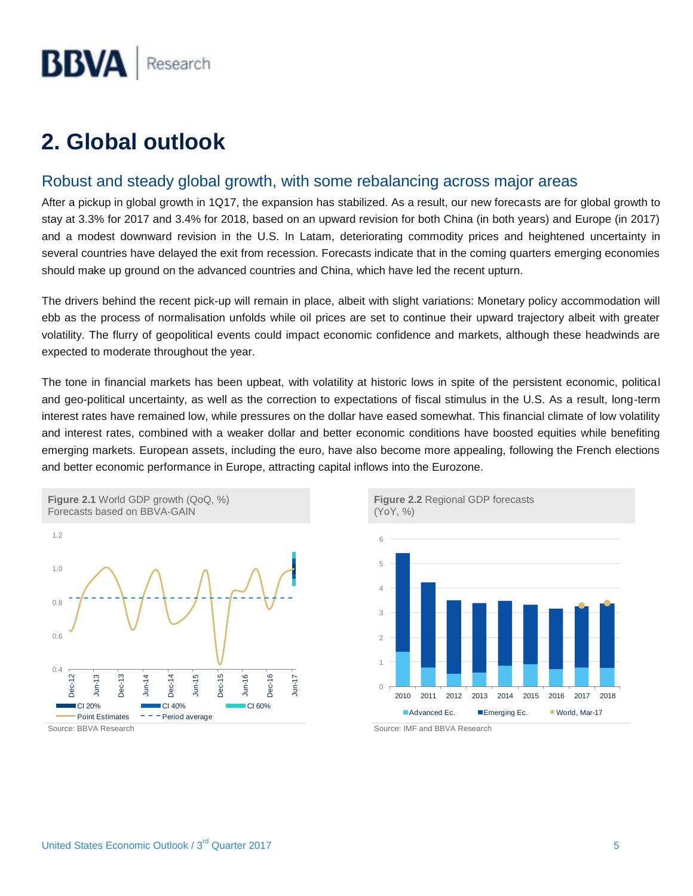## 2. Global outlook

### Robust and steady global growth, with some rebalancing across major areas

After a pickup in global growth in 1Q17, the expansion has stabilized. As a result, our new forecasts are for global growth to stay at 3.3% for 2017 and 3.4% for 2018, based on an upward revision for both China (in both years) and Europe (in 2017) and a modest downward revision in the U.S. In Latam, deteriorating commodity prices and heightened uncertainty in several countries have delayed the exit from recession. Forecasts indicate that in the coming quarters emerging economies should make up ground on the advanced countries and China, which have led the recent upturn.

The drivers behind the recent pick-up will remain in place, albeit with slight variations: Monetary policy accommodation will ebb as the process of normalisation unfolds while oil prices are set to continue their upward trajectory albeit with greater volatility. The flurry of geopolitical events could impact economic confidence and markets, although these headwinds are expected to moderate throughout the year.

The tone in financial markets has been upbeat, with volatility at historic lows in spite of the persistent economic, political and geo-political uncertainty, as well as the correction to expectations of fiscal stimulus in the U.S. As a result, long-term interest rates have remained low, while pressures on the dollar have eased somewhat. This financial climate of low volatility and interest rates, combined with a weaker dollar and better economic conditions have boosted equities while benefiting emerging markets. European assets, including the euro, have also become more appealing, following the French elections and better economic performance in Europe, attracting capital inflows into the Eurozone.

**Figure 2.1** World GDP growth (QoQ, %) Forecasts based on BBVA-GAIN

Source: BBVA Research

**Figure 2.2** Regional GDP forecasts (YoY, %)

Source: IMF and BBVA Research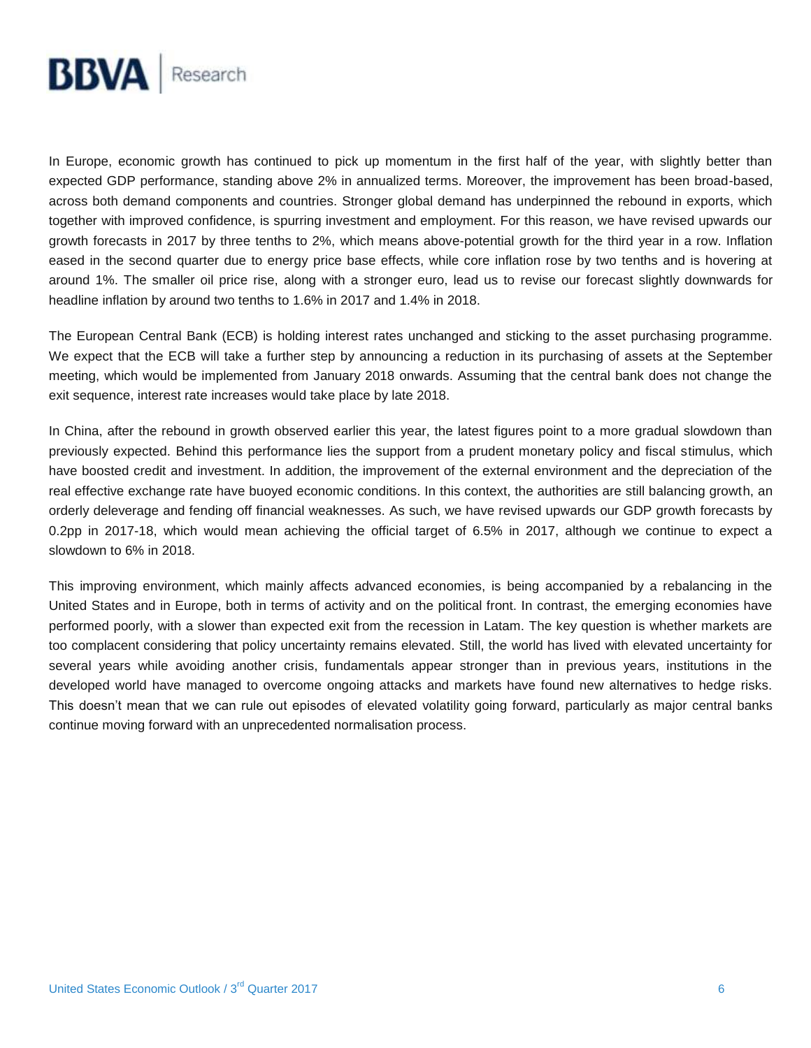In Europe, economic growth has continued to pick up momentum in the first half of the year, with slightly better than expected GDP performance, standing above 2% in annualized terms. Moreover, the improvement has been broad-based, across both demand components and countries. Stronger global demand has underpinned the rebound in exports, which together with improved confidence, is spurring investment and employment. For this reason, we have revised upwards our growth forecasts in 2017 by three tenths to 2%, which means above-potential growth for the third year in a row. Inflation eased in the second quarter due to energy price base effects, while core inflation rose by two tenths and is hovering at around 1%. The smaller oil price rise, along with a stronger euro, lead us to revise our forecast slightly downwards for headline inflation by around two tenths to 1.6% in 2017 and 1.4% in 2018.

The European Central Bank (ECB) is holding interest rates unchanged and sticking to the asset purchasing programme. We expect that the ECB will take a further step by announcing a reduction in its purchasing of assets at the September meeting, which would be implemented from January 2018 onwards. Assuming that the central bank does not change the exit sequence, interest rate increases would take place by late 2018.

In China, after the rebound in growth observed earlier this year, the latest figures point to a more gradual slowdown than previously expected. Behind this performance lies the support from a prudent monetary policy and fiscal stimulus, which have boosted credit and investment. In addition, the improvement of the external environment and the depreciation of the real effective exchange rate have buoyed economic conditions. In this context, the authorities are still balancing growth, an orderly deleverage and fending off financial weaknesses. As such, we have revised upwards our GDP growth forecasts by 0.2pp in 2017-18, which would mean achieving the official target of 6.5% in 2017, although we continue to expect a slowdown to 6% in 2018.

This improving environment, which mainly affects advanced economies, is being accompanied by a rebalancing in the United States and in Europe, both in terms of activity and on the political front. In contrast, the emerging economies have performed poorly, with a slower than expected exit from the recession in Latam. The key question is whether markets are too complacent considering that policy uncertainty remains elevated. Still, the world has lived with elevated uncertainty for several years while avoiding another crisis, fundamentals appear stronger than in previous years, institutions in the developed world have managed to overcome ongoing attacks and markets have found new alternatives to hedge risks. This doesn't mean that we can rule out episodes of elevated volatility going forward, particularly as major central banks continue moving forward with an unprecedented normalisation process.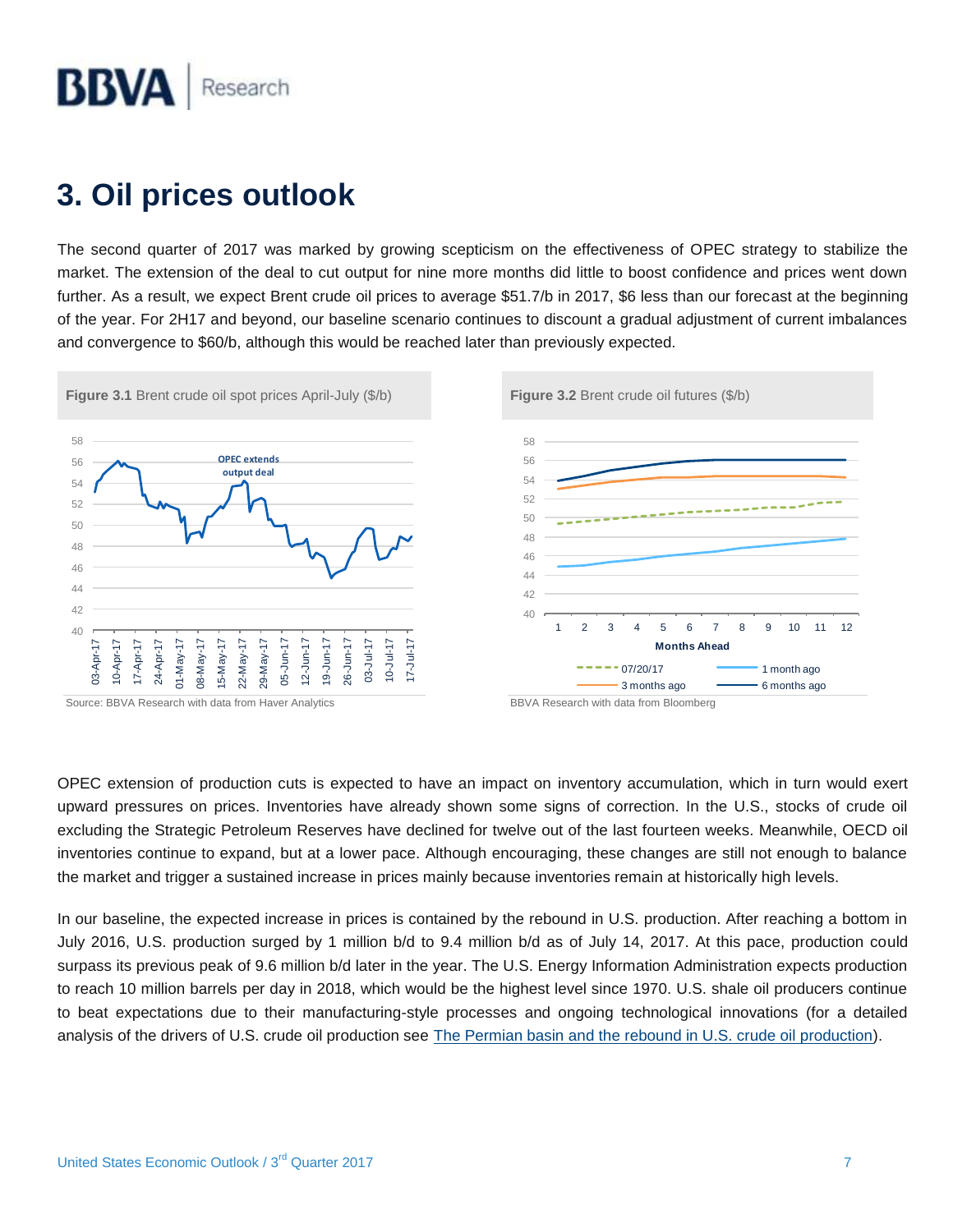# 3. Oil prices outlook

The second quarter of 2017 was marked by growing scepticism on the effectiveness of OPEC strategy to stabilize the market. The extension of the deal to cut output for nine more months did little to boost confidence and prices went down further. As a result, we expect Brent crude oil prices to average $51.7/b in 2017, $6 less than our forecast at the beginning of the year. For 2H17 and beyond, our baseline scenario continues to discount a gradual adjustment of current imbalances and convergence to $60/b, although this would be reached later than previously expected.

**Figure 3.1** Brent crude oil spot prices April-July ($/b)

Source: BBVA Research with data from Haver Analytics

**Figure 3.2** Brent crude oil futures ($/b)

BBVA Research with data from Bloomberg

OPEC extension of production cuts is expected to have an impact on inventory accumulation, which in turn would exert upward pressures on prices. Inventories have already shown some signs of correction. In the U.S., stocks of crude oil excluding the Strategic Petroleum Reserves have declined for twelve out of the last fourteen weeks. Meanwhile, OECD oil inventories continue to expand, but at a lower pace. Although encouraging, these changes are still not enough to balance the market and trigger a sustained increase in prices mainly because inventories remain at historically high levels.

In our baseline, the expected increase in prices is contained by the rebound in U.S. production. After reaching a bottom in July 2016, U.S. production surged by 1 million b/d to 9.4 million b/d as of July 14, 2017. At this pace, production could surpass its previous peak of 9.6 million b/d later in the year. The U.S. Energy Information Administration expects production to reach 10 million barrels per day in 2018, which would be the highest level since 1970. U.S. shale oil producers continue to beat expectations due to their manufacturing-style processes and ongoing technological innovations (for a detailed analysis of the drivers of U.S. crude oil production see The Permian basin and the rebound in U.S. crude oil production).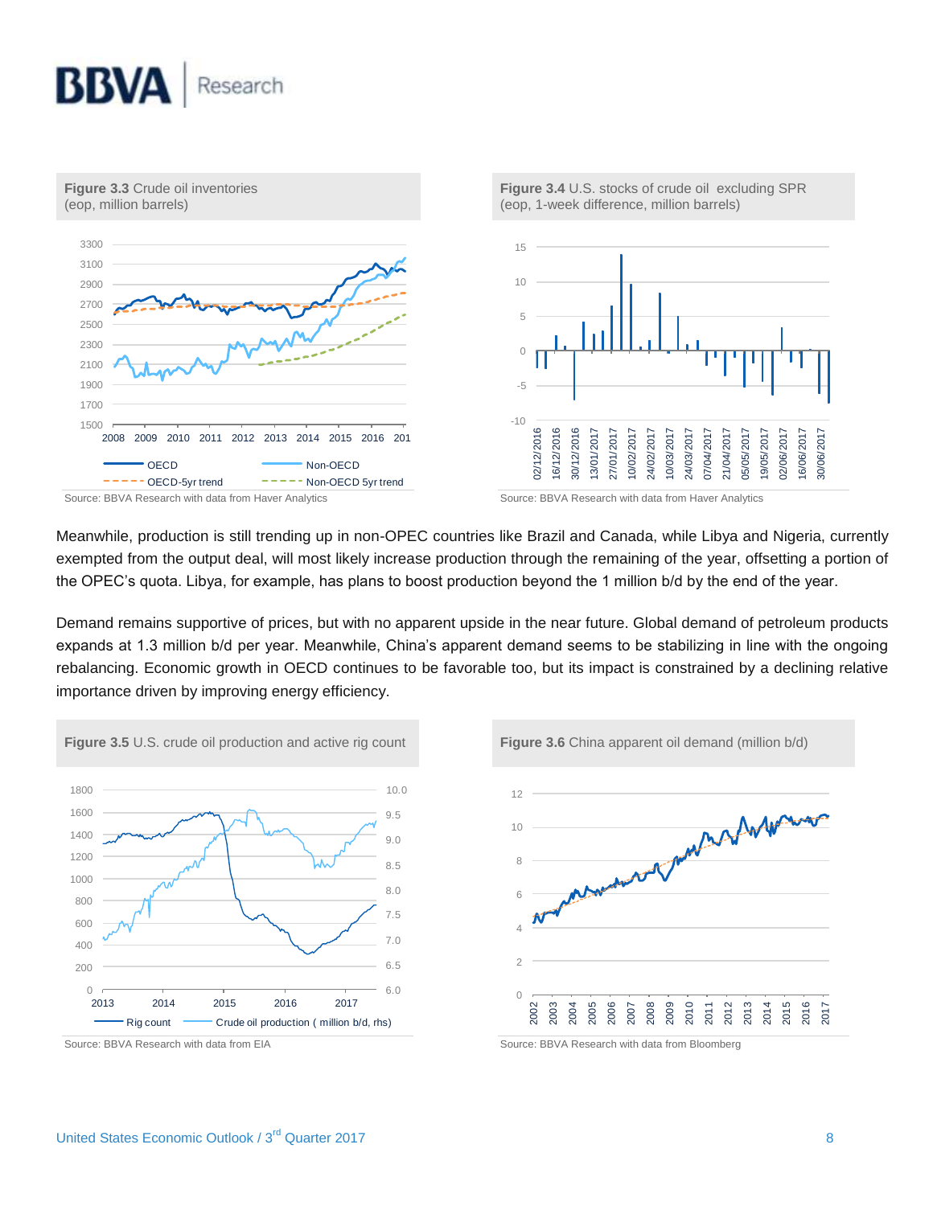**Figure 3.3** Crude oil inventories (eop, million barrels)

Source: BBVA Research with data from Haver Analytics

**Figure 3.4** U.S. stocks of crude oil excluding SPR (eop, 1-week difference, million barrels)

Source: BBVA Research with data from Haver Analytics

Meanwhile, production is still trending up in non-OPEC countries like Brazil and Canada, while Libya and Nigeria, currently exempted from the output deal, will most likely increase production through the remaining of the year, offsetting a portion of the OPEC's quota. Libya, for example, has plans to boost production beyond the 1 million b/d by the end of the year.

Demand remains supportive of prices, but with no apparent upside in the near future. Global demand of petroleum products expands at 1.3 million b/d per year. Meanwhile, China's apparent demand seems to be stabilizing in line with the ongoing rebalancing. Economic growth in OECD continues to be favorable too, but its impact is constrained by a declining relative importance driven by improving energy efficiency.

**Figure 3.5** U.S. crude oil production and active rig count

Source: BBVA Research with data from EIA

**Figure 3.6** China apparent oil demand (million b/d)

Source: BBVA Research with data from Bloomberg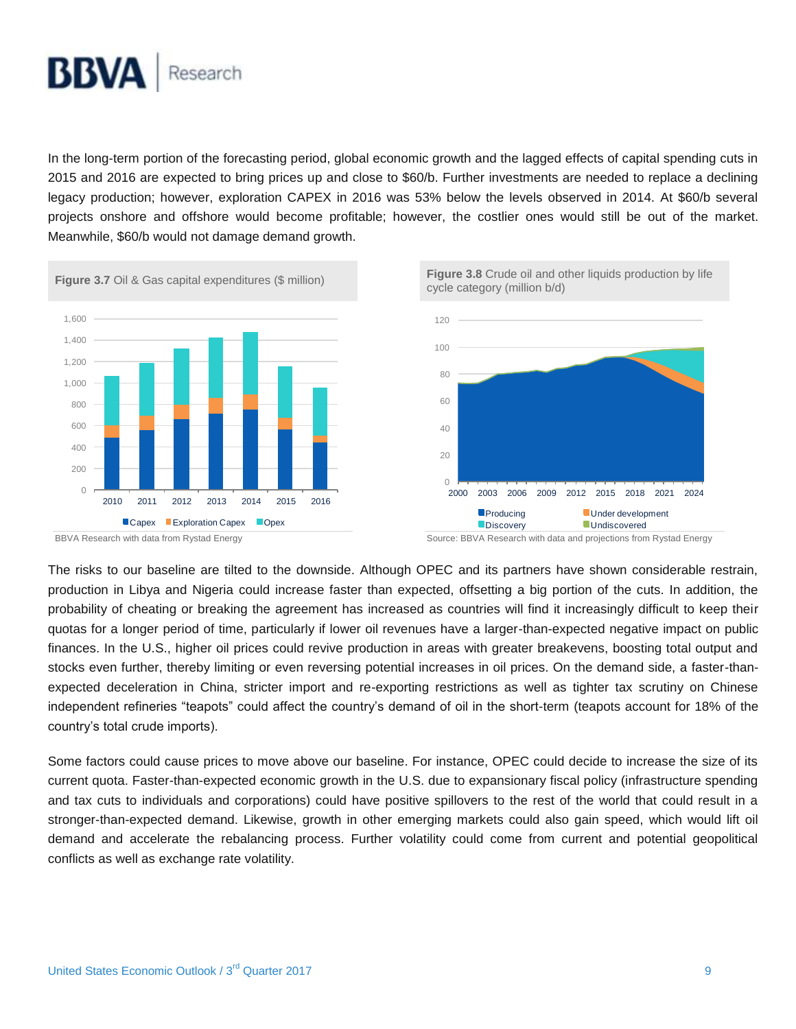In the long-term portion of the forecasting period, global economic growth and the lagged effects of capital spending cuts in 2015 and 2016 are expected to bring prices up and close to $60/b. Further investments are needed to replace a declining legacy production; however, exploration CAPEX in 2016 was 53% below the levels observed in 2014. At $60/b several projects onshore and offshore would become profitable; however, the costlier ones would still be out of the market. Meanwhile, $60/b would not damage demand growth.

**Figure 3.7** Oil & Gas capital expenditures ($ million)

BBVA Research with data from Rystad Energy

**Figure 3.8** Crude oil and other liquids production by life cycle category (million b/d)

Source: BBVA Research with data and projections from Rystad Energy

The risks to our baseline are tilted to the downside. Although OPEC and its partners have shown considerable restrain, production in Libya and Nigeria could increase faster than expected, offsetting a big portion of the cuts. In addition, the probability of cheating or breaking the agreement has increased as countries will find it increasingly difficult to keep their quotas for a longer period of time, particularly if lower oil revenues have a larger-than-expected negative impact on public finances. In the U.S., higher oil prices could revive production in areas with greater breakevens, boosting total output and stocks even further, thereby limiting or even reversing potential increases in oil prices. On the demand side, a faster-than-expected deceleration in China, stricter import and re-exporting restrictions as well as tighter tax scrutiny on Chinese independent refineries “teapots” could affect the country’s demand of oil in the short-term (teapots account for 18% of the country’s total crude imports).

Some factors could cause prices to move above our baseline. For instance, OPEC could decide to increase the size of its current quota. Faster-than-expected economic growth in the U.S. due to expansionary fiscal policy (infrastructure spending and tax cuts to individuals and corporations) could have positive spillovers to the rest of the world that could result in a stronger-than-expected demand. Likewise, growth in other emerging markets could also gain speed, which would lift oil demand and accelerate the rebalancing process. Further volatility could come from current and potential geopolitical conflicts as well as exchange rate volatility.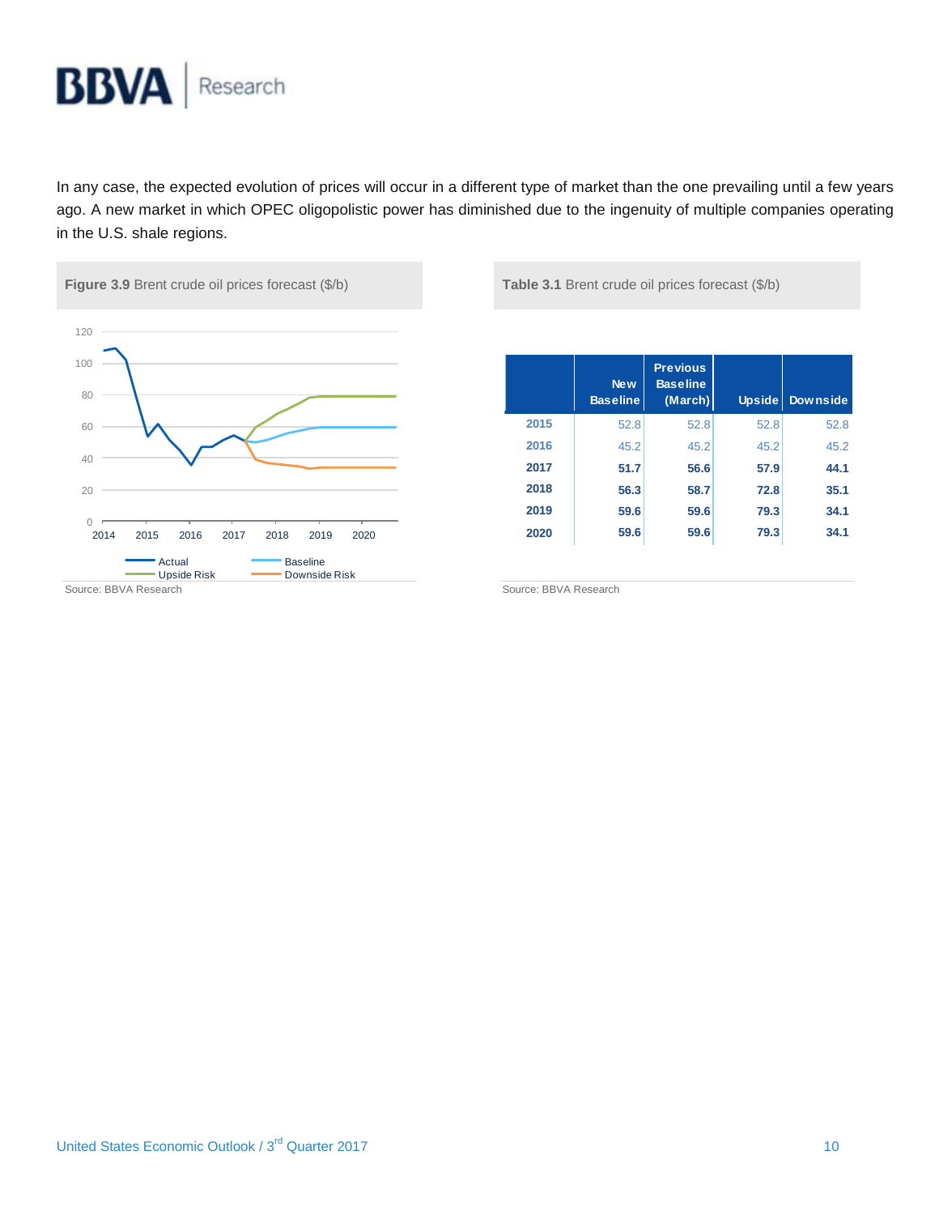In any case, the expected evolution of prices will occur in a different type of market than the one prevailing until a few years ago. A new market in which OPEC oligopolistic power has diminished due to the ingenuity of multiple companies operating in the U.S. shale regions.

**Figure 3.9** Brent crude oil prices forecast ($/b)

Source: BBVA Research

**Table 3.1** Brent crude oil prices forecast ($/b)

| | New Baseline | Previous Baseline (March) | Upside | Downside |
|---|---|---|---|---|
| 2015 | 52.8 | 52.8 | 52.8 | 52.8 |
| 2016 | 45.2 | 45.2 | 45.2 | 45.2 |
| 2017 | 51.7 | 56.6 | 57.9 | 44.1 |
| 2018 | 56.3 | 58.7 | 72.8 | 35.1 |
| 2019 | 59.6 | 59.6 | 79.3 | 34.1 |
| 2020 | 59.6 | 59.6 | 79.3 | 34.1 |

Source: BBVA Research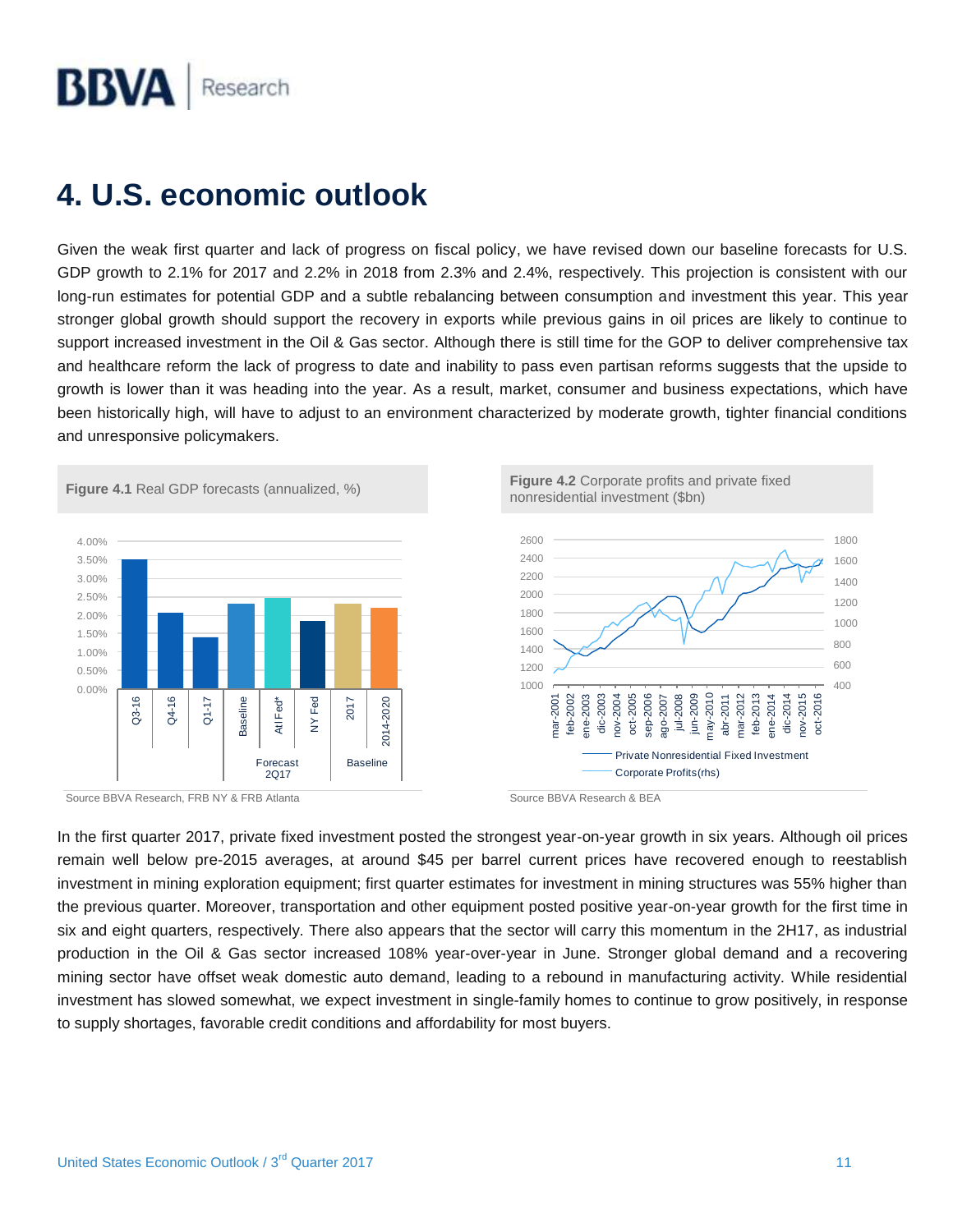# 4. U.S. economic outlook

Given the weak first quarter and lack of progress on fiscal policy, we have revised down our baseline forecasts for U.S. GDP growth to 2.1% for 2017 and 2.2% in 2018 from 2.3% and 2.4%, respectively. This projection is consistent with our long-run estimates for potential GDP and a subtle rebalancing between consumption and investment this year. This year stronger global growth should support the recovery in exports while previous gains in oil prices are likely to continue to support increased investment in the Oil & Gas sector. Although there is still time for the GOP to deliver comprehensive tax and healthcare reform the lack of progress to date and inability to pass even partisan reforms suggests that the upside to growth is lower than it was heading into the year. As a result, market, consumer and business expectations, which have been historically high, will have to adjust to an environment characterized by moderate growth, tighter financial conditions and unresponsive policymakers.

**Figure 4.1** Real GDP forecasts (annualized, %)

Source BBVA Research, FRB NY & FRB Atlanta

**Figure 4.2** Corporate profits and private fixed nonresidential investment ($bn)

Source BBVA Research & BEA

In the first quarter 2017, private fixed investment posted the strongest year-on-year growth in six years. Although oil prices remain well below pre-2015 averages, at around $45 per barrel current prices have recovered enough to reestablish investment in mining exploration equipment; first quarter estimates for investment in mining structures was 55% higher than the previous quarter. Moreover, transportation and other equipment posted positive year-on-year growth for the first time in six and eight quarters, respectively. There also appears that the sector will carry this momentum in the 2H17, as industrial production in the Oil & Gas sector increased 108% year-over-year in June. Stronger global demand and a recovering mining sector have offset weak domestic auto demand, leading to a rebound in manufacturing activity. While residential investment has slowed somewhat, we expect investment in single-family homes to continue to grow positively, in response to supply shortages, favorable credit conditions and affordability for most buyers.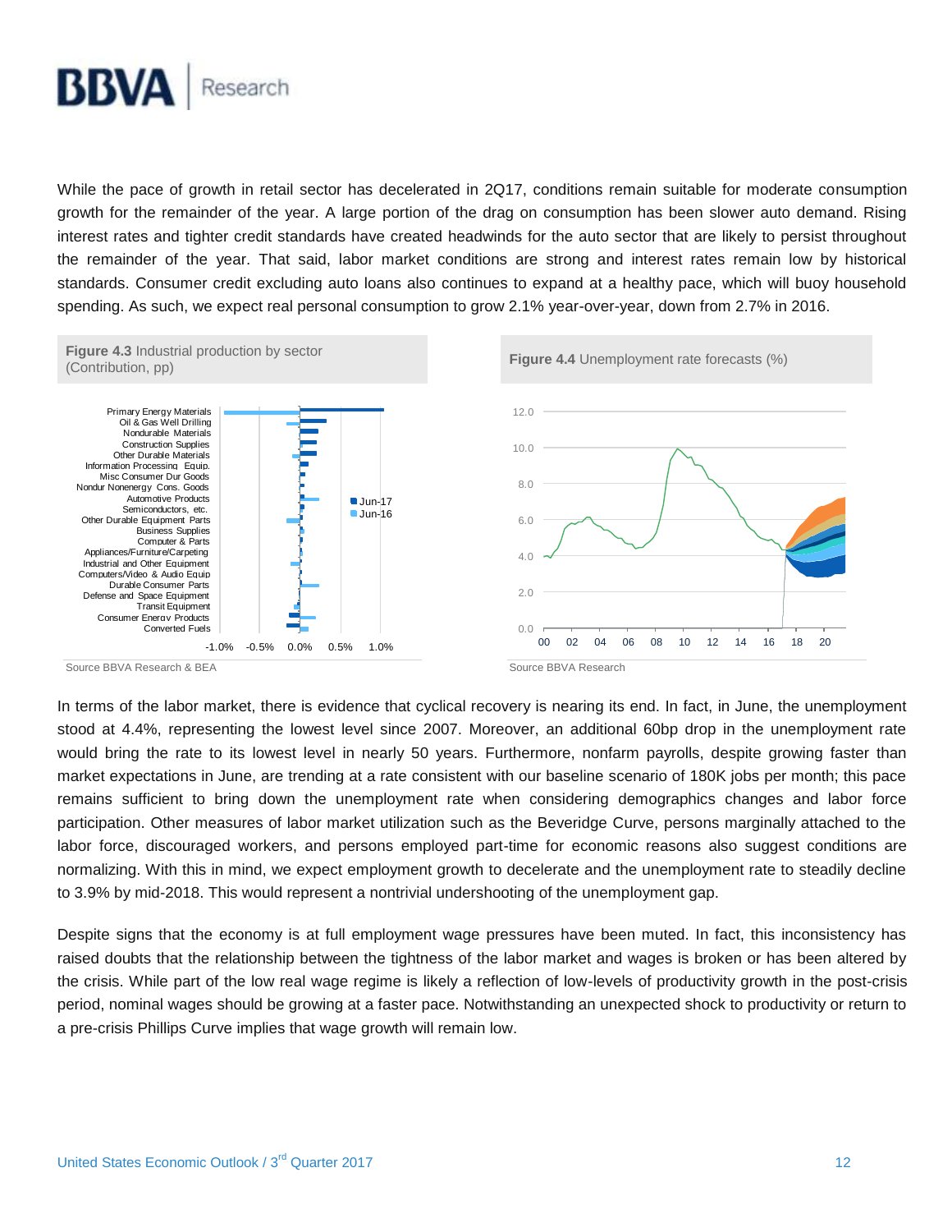While the pace of growth in retail sector has decelerated in 2Q17, conditions remain suitable for moderate consumption growth for the remainder of the year. A large portion of the drag on consumption has been slower auto demand. Rising interest rates and tighter credit standards have created headwinds for the auto sector that are likely to persist throughout the remainder of the year. That said, labor market conditions are strong and interest rates remain low by historical standards. Consumer credit excluding auto loans also continues to expand at a healthy pace, which will buoy household spending. As such, we expect real personal consumption to grow 2.1% year-over-year, down from 2.7% in 2016.

**Figure 4.3** Industrial production by sector (Contribution, pp)

Source BBVA Research & BEA

**Figure 4.4** Unemployment rate forecasts (%)

Source BBVA Research

In terms of the labor market, there is evidence that cyclical recovery is nearing its end. In fact, in June, the unemployment stood at 4.4%, representing the lowest level since 2007. Moreover, an additional 60bp drop in the unemployment rate would bring the rate to its lowest level in nearly 50 years. Furthermore, nonfarm payrolls, despite growing faster than market expectations in June, are trending at a rate consistent with our baseline scenario of 180K jobs per month; this pace remains sufficient to bring down the unemployment rate when considering demographics changes and labor force participation. Other measures of labor market utilization such as the Beveridge Curve, persons marginally attached to the labor force, discouraged workers, and persons employed part-time for economic reasons also suggest conditions are normalizing. With this in mind, we expect employment growth to decelerate and the unemployment rate to steadily decline to 3.9% by mid-2018. This would represent a nontrivial undershooting of the unemployment gap.

Despite signs that the economy is at full employment wage pressures have been muted. In fact, this inconsistency has raised doubts that the relationship between the tightness of the labor market and wages is broken or has been altered by the crisis. While part of the low real wage regime is likely a reflection of low-levels of productivity growth in the post-crisis period, nominal wages should be growing at a faster pace. Notwithstanding an unexpected shock to productivity or return to a pre-crisis Phillips Curve implies that wage growth will remain low.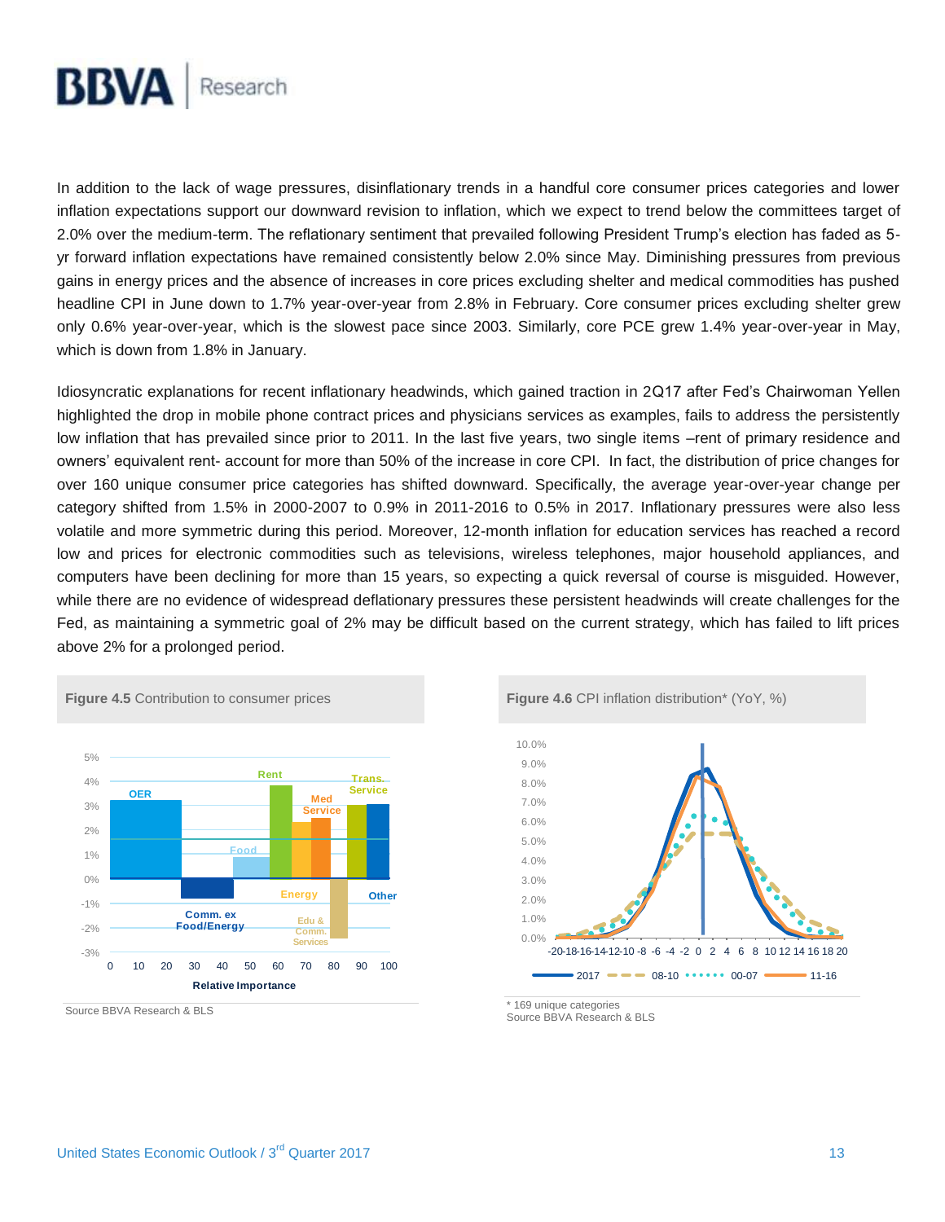In addition to the lack of wage pressures, disinflationary trends in a handful core consumer prices categories and lower inflation expectations support our downward revision to inflation, which we expect to trend below the committees target of 2.0% over the medium-term. The reflationary sentiment that prevailed following President Trump's election has faded as 5-yr forward inflation expectations have remained consistently below 2.0% since May. Diminishing pressures from previous gains in energy prices and the absence of increases in core prices excluding shelter and medical commodities has pushed headline CPI in June down to 1.7% year-over-year from 2.8% in February. Core consumer prices excluding shelter grew only 0.6% year-over-year, which is the slowest pace since 2003. Similarly, core PCE grew 1.4% year-over-year in May, which is down from 1.8% in January.

Idiosyncratic explanations for recent inflationary headwinds, which gained traction in 2Q17 after Fed's Chairwoman Yellen highlighted the drop in mobile phone contract prices and physicians services as examples, fails to address the persistently low inflation that has prevailed since prior to 2011. In the last five years, two single items –rent of primary residence and owners' equivalent rent- account for more than 50% of the increase in core CPI. In fact, the distribution of price changes for over 160 unique consumer price categories has shifted downward. Specifically, the average year-over-year change per category shifted from 1.5% in 2000-2007 to 0.9% in 2011-2016 to 0.5% in 2017. Inflationary pressures were also less volatile and more symmetric during this period. Moreover, 12-month inflation for education services has reached a record low and prices for electronic commodities such as televisions, wireless telephones, major household appliances, and computers have been declining for more than 15 years, so expecting a quick reversal of course is misguided. However, while there are no evidence of widespread deflationary pressures these persistent headwinds will create challenges for the Fed, as maintaining a symmetric goal of 2% may be difficult based on the current strategy, which has failed to lift prices above 2% for a prolonged period.

**Figure 4.5** Contribution to consumer prices

Source BBVA Research & BLS

**Figure 4.6** CPI inflation distribution* (YoY, %)

\* 169 unique categories
Source BBVA Research & BLS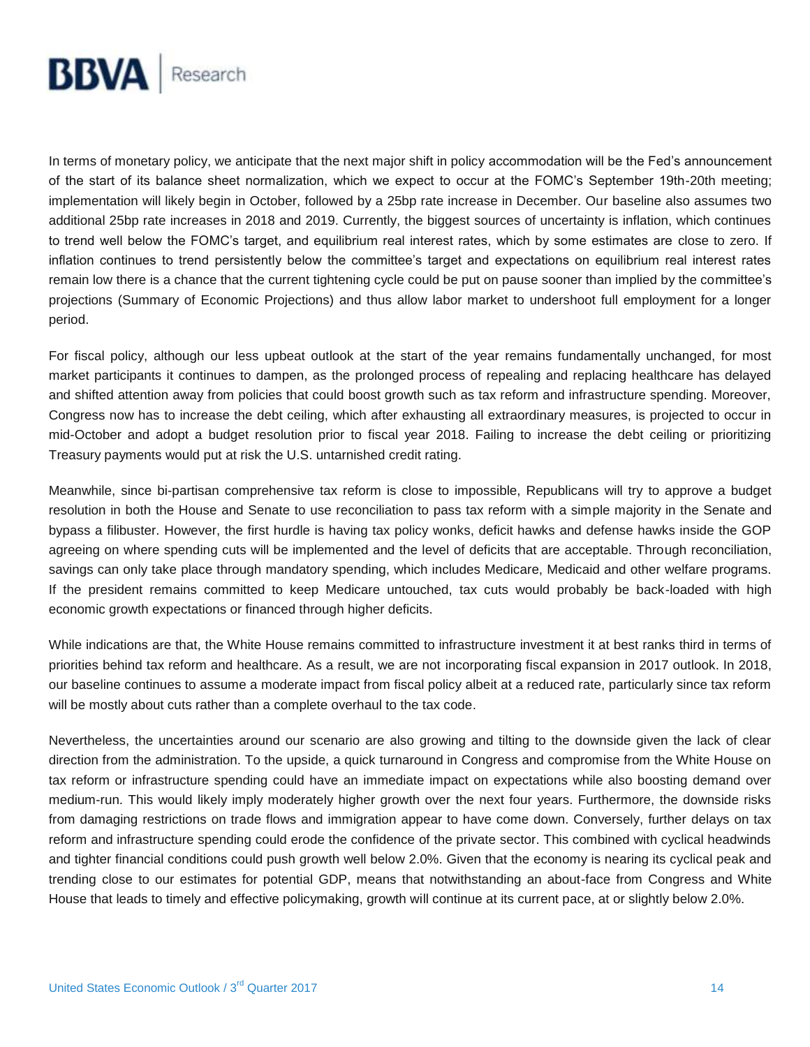In terms of monetary policy, we anticipate that the next major shift in policy accommodation will be the Fed's announcement of the start of its balance sheet normalization, which we expect to occur at the FOMC's September 19th-20th meeting; implementation will likely begin in October, followed by a 25bp rate increase in December. Our baseline also assumes two additional 25bp rate increases in 2018 and 2019. Currently, the biggest sources of uncertainty is inflation, which continues to trend well below the FOMC's target, and equilibrium real interest rates, which by some estimates are close to zero. If inflation continues to trend persistently below the committee's target and expectations on equilibrium real interest rates remain low there is a chance that the current tightening cycle could be put on pause sooner than implied by the committee's projections (Summary of Economic Projections) and thus allow labor market to undershoot full employment for a longer period.

For fiscal policy, although our less upbeat outlook at the start of the year remains fundamentally unchanged, for most market participants it continues to dampen, as the prolonged process of repealing and replacing healthcare has delayed and shifted attention away from policies that could boost growth such as tax reform and infrastructure spending. Moreover, Congress now has to increase the debt ceiling, which after exhausting all extraordinary measures, is projected to occur in mid-October and adopt a budget resolution prior to fiscal year 2018. Failing to increase the debt ceiling or prioritizing Treasury payments would put at risk the U.S. untarnished credit rating.

Meanwhile, since bi-partisan comprehensive tax reform is close to impossible, Republicans will try to approve a budget resolution in both the House and Senate to use reconciliation to pass tax reform with a simple majority in the Senate and bypass a filibuster. However, the first hurdle is having tax policy wonks, deficit hawks and defense hawks inside the GOP agreeing on where spending cuts will be implemented and the level of deficits that are acceptable. Through reconciliation, savings can only take place through mandatory spending, which includes Medicare, Medicaid and other welfare programs. If the president remains committed to keep Medicare untouched, tax cuts would probably be back-loaded with high economic growth expectations or financed through higher deficits.

While indications are that, the White House remains committed to infrastructure investment it at best ranks third in terms of priorities behind tax reform and healthcare. As a result, we are not incorporating fiscal expansion in 2017 outlook. In 2018, our baseline continues to assume a moderate impact from fiscal policy albeit at a reduced rate, particularly since tax reform will be mostly about cuts rather than a complete overhaul to the tax code.

Nevertheless, the uncertainties around our scenario are also growing and tilting to the downside given the lack of clear direction from the administration. To the upside, a quick turnaround in Congress and compromise from the White House on tax reform or infrastructure spending could have an immediate impact on expectations while also boosting demand over medium-run. This would likely imply moderately higher growth over the next four years. Furthermore, the downside risks from damaging restrictions on trade flows and immigration appear to have come down. Conversely, further delays on tax reform and infrastructure spending could erode the confidence of the private sector. This combined with cyclical headwinds and tighter financial conditions could push growth well below 2.0%. Given that the economy is nearing its cyclical peak and trending close to our estimates for potential GDP, means that notwithstanding an about-face from Congress and White House that leads to timely and effective policymaking, growth will continue at its current pace, at or slightly below 2.0%.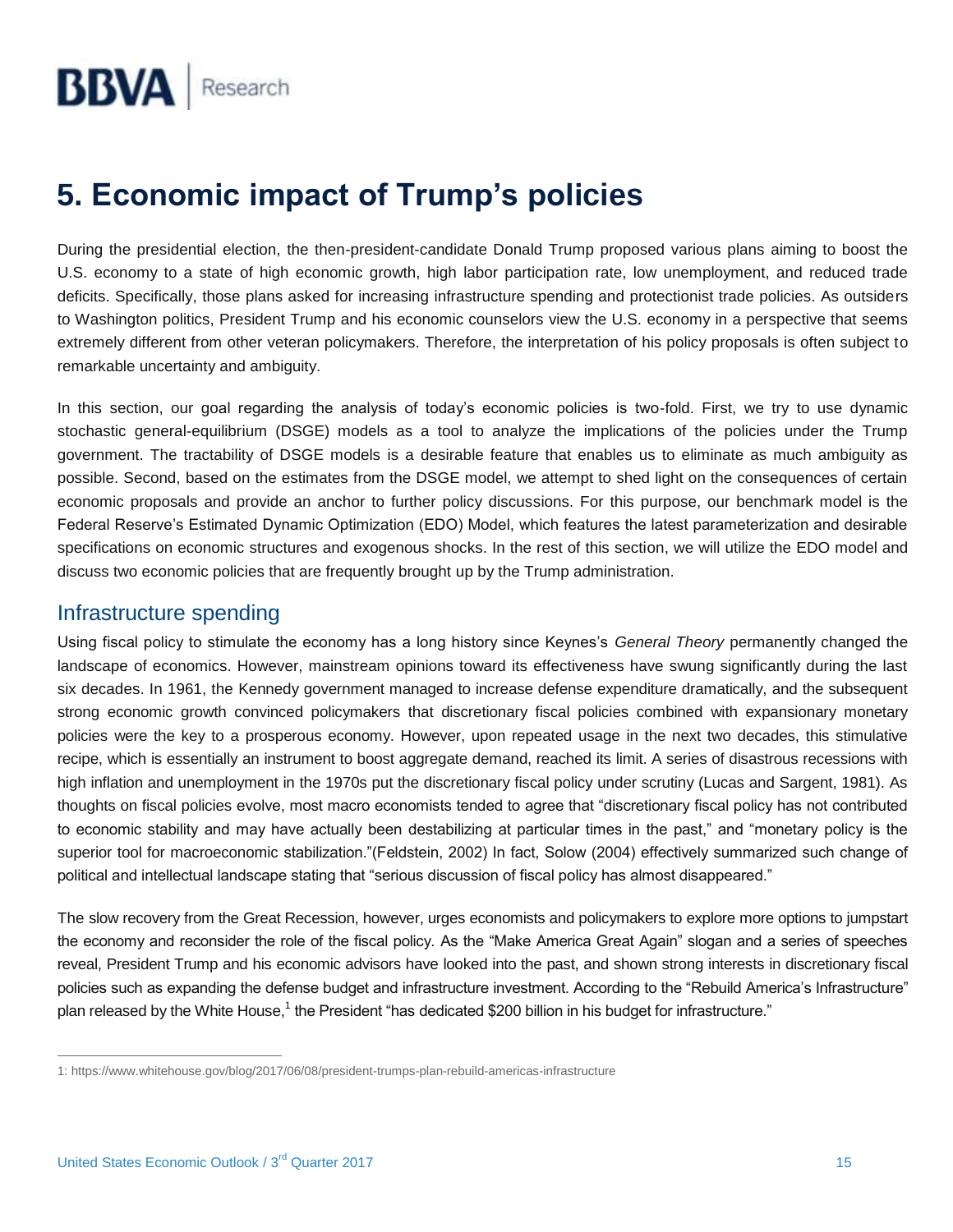# 5. Economic impact of Trump's policies

During the presidential election, the then-president-candidate Donald Trump proposed various plans aiming to boost the U.S. economy to a state of high economic growth, high labor participation rate, low unemployment, and reduced trade deficits. Specifically, those plans asked for increasing infrastructure spending and protectionist trade policies. As outsiders to Washington politics, President Trump and his economic counselors view the U.S. economy in a perspective that seems extremely different from other veteran policymakers. Therefore, the interpretation of his policy proposals is often subject to remarkable uncertainty and ambiguity.

In this section, our goal regarding the analysis of today's economic policies is two-fold. First, we try to use dynamic stochastic general-equilibrium (DSGE) models as a tool to analyze the implications of the policies under the Trump government. The tractability of DSGE models is a desirable feature that enables us to eliminate as much ambiguity as possible. Second, based on the estimates from the DSGE model, we attempt to shed light on the consequences of certain economic proposals and provide an anchor to further policy discussions. For this purpose, our benchmark model is the Federal Reserve's Estimated Dynamic Optimization (EDO) Model, which features the latest parameterization and desirable specifications on economic structures and exogenous shocks. In the rest of this section, we will utilize the EDO model and discuss two economic policies that are frequently brought up by the Trump administration.

## Infrastructure spending

Using fiscal policy to stimulate the economy has a long history since Keynes's *General Theory* permanently changed the landscape of economics. However, mainstream opinions toward its effectiveness have swung significantly during the last six decades. In 1961, the Kennedy government managed to increase defense expenditure dramatically, and the subsequent strong economic growth convinced policymakers that discretionary fiscal policies combined with expansionary monetary policies were the key to a prosperous economy. However, upon repeated usage in the next two decades, this stimulative recipe, which is essentially an instrument to boost aggregate demand, reached its limit. A series of disastrous recessions with high inflation and unemployment in the 1970s put the discretionary fiscal policy under scrutiny (Lucas and Sargent, 1981). As thoughts on fiscal policies evolve, most macro economists tended to agree that "discretionary fiscal policy has not contributed to economic stability and may have actually been destabilizing at particular times in the past," and "monetary policy is the superior tool for macroeconomic stabilization."(Feldstein, 2002) In fact, Solow (2004) effectively summarized such change of political and intellectual landscape stating that "serious discussion of fiscal policy has almost disappeared."

The slow recovery from the Great Recession, however, urges economists and policymakers to explore more options to jumpstart the economy and reconsider the role of the fiscal policy. As the "Make America Great Again" slogan and a series of speeches reveal, President Trump and his economic advisors have looked into the past, and shown strong interests in discretionary fiscal policies such as expanding the defense budget and infrastructure investment. According to the "Rebuild America's Infrastructure" plan released by the White House,[1] the President "has dedicated $200 billion in his budget for infrastructure."

1: https://www.whitehouse.gov/blog/2017/06/08/president-trumps-plan-rebuild-americas-infrastructure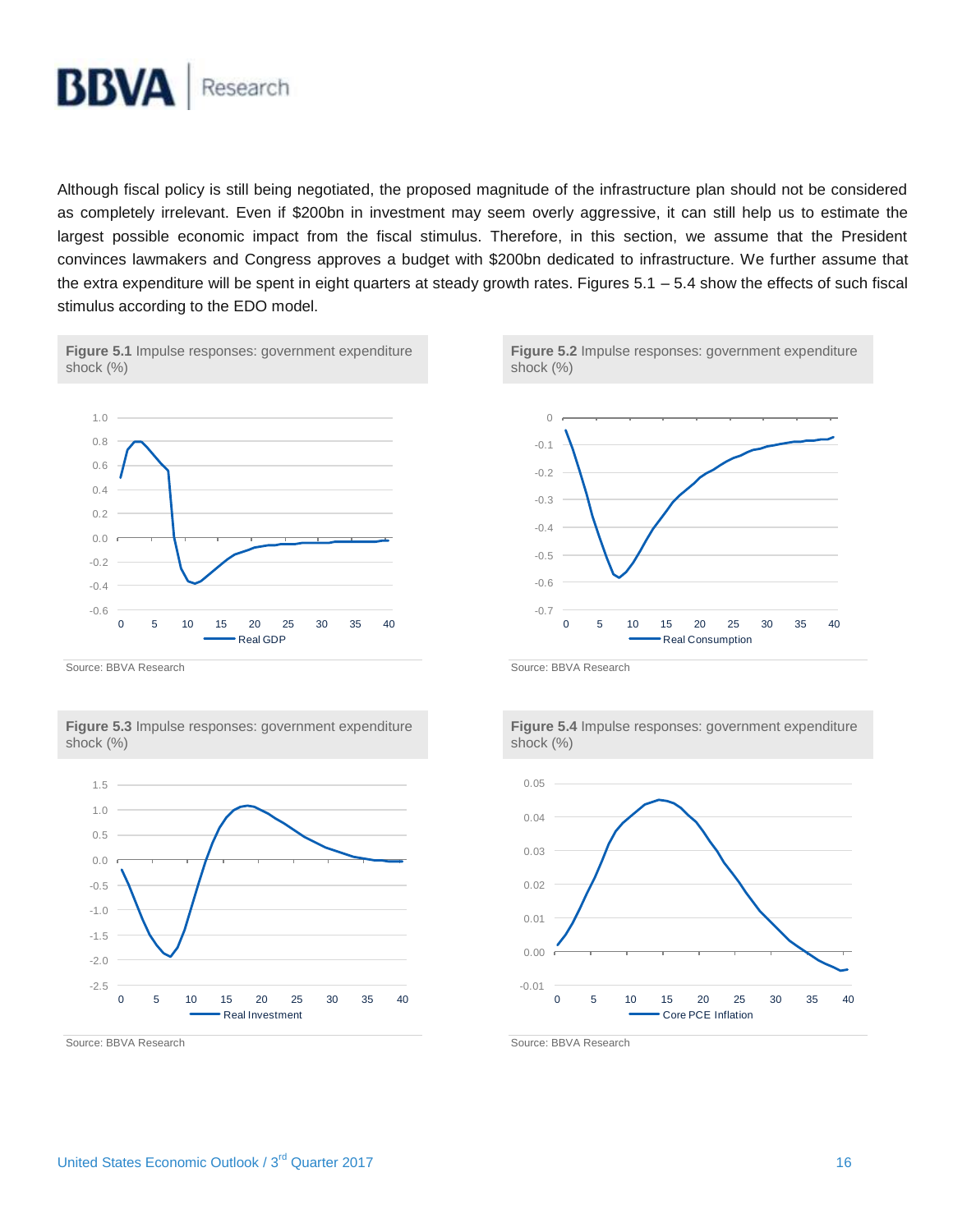Although fiscal policy is still being negotiated, the proposed magnitude of the infrastructure plan should not be considered as completely irrelevant. Even if $200bn in investment may seem overly aggressive, it can still help us to estimate the largest possible economic impact from the fiscal stimulus. Therefore, in this section, we assume that the President convinces lawmakers and Congress approves a budget with $200bn dedicated to infrastructure. We further assume that the extra expenditure will be spent in eight quarters at steady growth rates. Figures 5.1 – 5.4 show the effects of such fiscal stimulus according to the EDO model.

**Figure 5.1** Impulse responses: government expenditure shock (%)

Source: BBVA Research

**Figure 5.2** Impulse responses: government expenditure shock (%)

Source: BBVA Research

**Figure 5.3** Impulse responses: government expenditure shock (%)

Source: BBVA Research

**Figure 5.4** Impulse responses: government expenditure shock (%)

Source: BBVA Research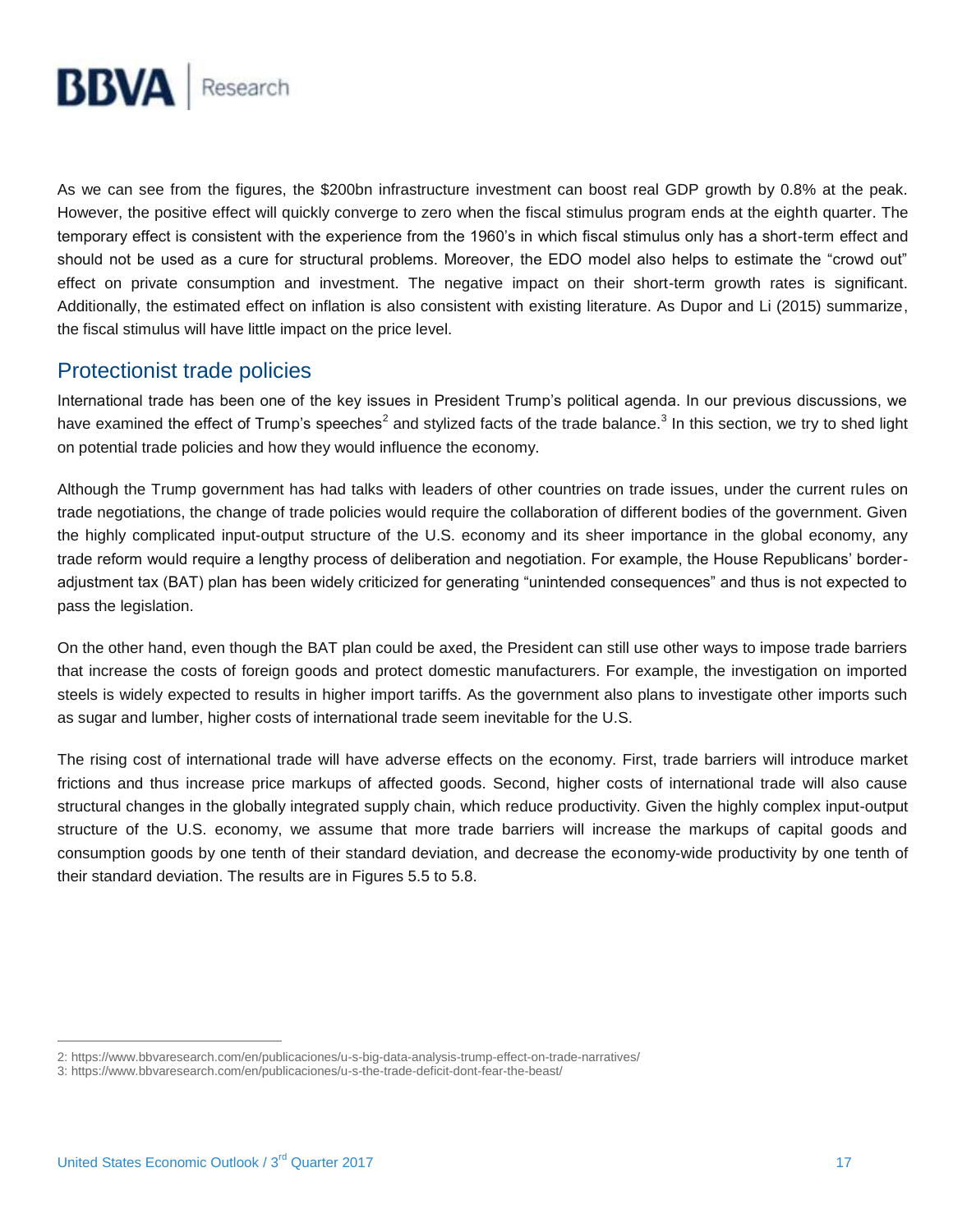As we can see from the figures, the $200bn infrastructure investment can boost real GDP growth by 0.8% at the peak. However, the positive effect will quickly converge to zero when the fiscal stimulus program ends at the eighth quarter. The temporary effect is consistent with the experience from the 1960's in which fiscal stimulus only has a short-term effect and should not be used as a cure for structural problems. Moreover, the EDO model also helps to estimate the "crowd out" effect on private consumption and investment. The negative impact on their short-term growth rates is significant. Additionally, the estimated effect on inflation is also consistent with existing literature. As Dupor and Li (2015) summarize, the fiscal stimulus will have little impact on the price level.

## Protectionist trade policies

International trade has been one of the key issues in President Trump's political agenda. In our previous discussions, we have examined the effect of Trump's speeches[2] and stylized facts of the trade balance.[3] In this section, we try to shed light on potential trade policies and how they would influence the economy.

Although the Trump government has had talks with leaders of other countries on trade issues, under the current rules on trade negotiations, the change of trade policies would require the collaboration of different bodies of the government. Given the highly complicated input-output structure of the U.S. economy and its sheer importance in the global economy, any trade reform would require a lengthy process of deliberation and negotiation. For example, the House Republicans' border-adjustment tax (BAT) plan has been widely criticized for generating "unintended consequences" and thus is not expected to pass the legislation.

On the other hand, even though the BAT plan could be axed, the President can still use other ways to impose trade barriers that increase the costs of foreign goods and protect domestic manufacturers. For example, the investigation on imported steels is widely expected to results in higher import tariffs. As the government also plans to investigate other imports such as sugar and lumber, higher costs of international trade seem inevitable for the U.S.

The rising cost of international trade will have adverse effects on the economy. First, trade barriers will introduce market frictions and thus increase price markups of affected goods. Second, higher costs of international trade will also cause structural changes in the globally integrated supply chain, which reduce productivity. Given the highly complex input-output structure of the U.S. economy, we assume that more trade barriers will increase the markups of capital goods and consumption goods by one tenth of their standard deviation, and decrease the economy-wide productivity by one tenth of their standard deviation. The results are in Figures 5.5 to 5.8.

---

2: https://www.bbvaresearch.com/en/publicaciones/u-s-big-data-analysis-trump-effect-on-trade-narratives/

3: https://www.bbvaresearch.com/en/publicaciones/u-s-the-trade-deficit-dont-fear-the-beast/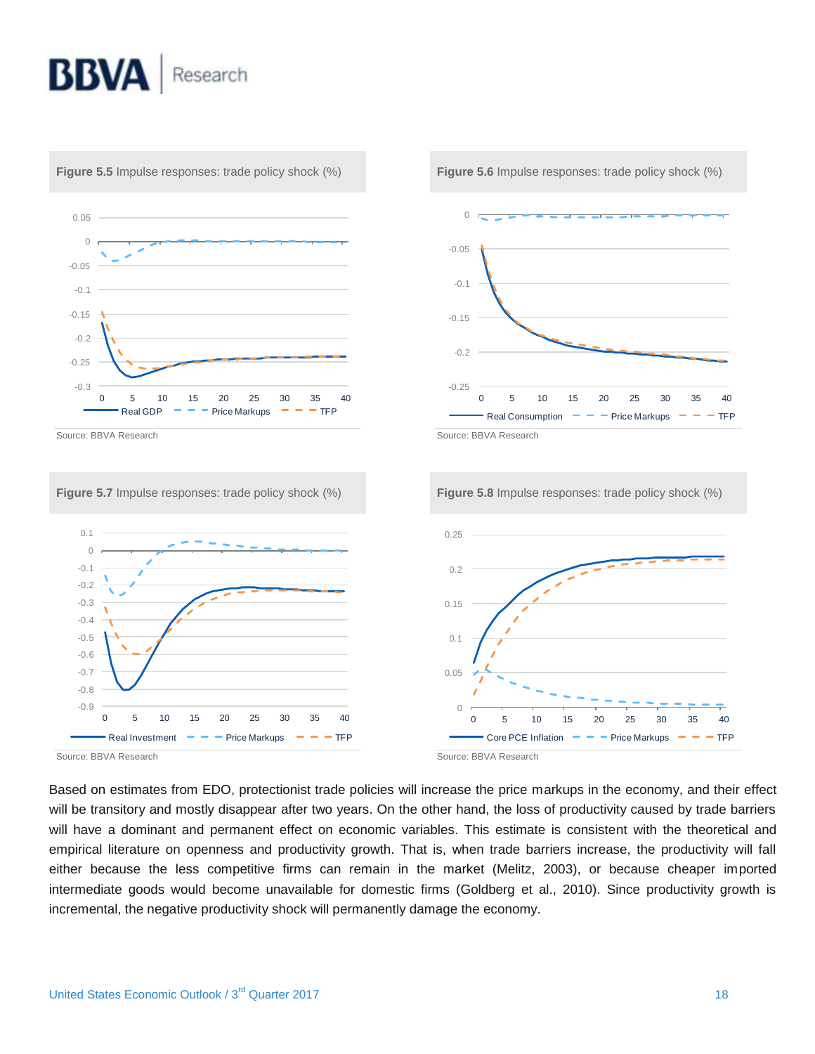**Figure 5.5** Impulse responses: trade policy shock (%)

Source: BBVA Research

**Figure 5.6** Impulse responses: trade policy shock (%)

Source: BBVA Research

**Figure 5.7** Impulse responses: trade policy shock (%)

Source: BBVA Research

**Figure 5.8** Impulse responses: trade policy shock (%)

Source: BBVA Research

Based on estimates from EDO, protectionist trade policies will increase the price markups in the economy, and their effect will be transitory and mostly disappear after two years. On the other hand, the loss of productivity caused by trade barriers will have a dominant and permanent effect on economic variables. This estimate is consistent with the theoretical and empirical literature on openness and productivity growth. That is, when trade barriers increase, the productivity will fall either because the less competitive firms can remain in the market (Melitz, 2003), or because cheaper imported intermediate goods would become unavailable for domestic firms (Goldberg et al., 2010). Since productivity growth is incremental, the negative productivity shock will permanently damage the economy.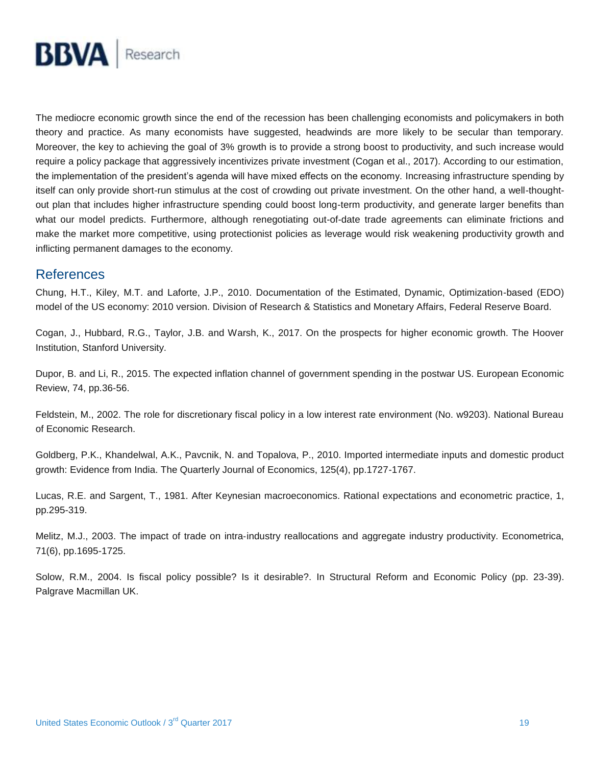The mediocre economic growth since the end of the recession has been challenging economists and policymakers in both theory and practice. As many economists have suggested, headwinds are more likely to be secular than temporary. Moreover, the key to achieving the goal of 3% growth is to provide a strong boost to productivity, and such increase would require a policy package that aggressively incentivizes private investment (Cogan et al., 2017). According to our estimation, the implementation of the president's agenda will have mixed effects on the economy. Increasing infrastructure spending by itself can only provide short-run stimulus at the cost of crowding out private investment. On the other hand, a well-thought-out plan that includes higher infrastructure spending could boost long-term productivity, and generate larger benefits than what our model predicts. Furthermore, although renegotiating out-of-date trade agreements can eliminate frictions and make the market more competitive, using protectionist policies as leverage would risk weakening productivity growth and inflicting permanent damages to the economy.

## References

Chung, H.T., Kiley, M.T. and Laforte, J.P., 2010. Documentation of the Estimated, Dynamic, Optimization-based (EDO) model of the US economy: 2010 version. Division of Research & Statistics and Monetary Affairs, Federal Reserve Board.

Cogan, J., Hubbard, R.G., Taylor, J.B. and Warsh, K., 2017. On the prospects for higher economic growth. The Hoover Institution, Stanford University.

Dupor, B. and Li, R., 2015. The expected inflation channel of government spending in the postwar US. European Economic Review, 74, pp.36-56.

Feldstein, M., 2002. The role for discretionary fiscal policy in a low interest rate environment (No. w9203). National Bureau of Economic Research.

Goldberg, P.K., Khandelwal, A.K., Pavcnik, N. and Topalova, P., 2010. Imported intermediate inputs and domestic product growth: Evidence from India. The Quarterly Journal of Economics, 125(4), pp.1727-1767.

Lucas, R.E. and Sargent, T., 1981. After Keynesian macroeconomics. Rational expectations and econometric practice, 1, pp.295-319.

Melitz, M.J., 2003. The impact of trade on intra-industry reallocations and aggregate industry productivity. Econometrica, 71(6), pp.1695-1725.

Solow, R.M., 2004. Is fiscal policy possible? Is it desirable?. In Structural Reform and Economic Policy (pp. 23-39). Palgrave Macmillan UK.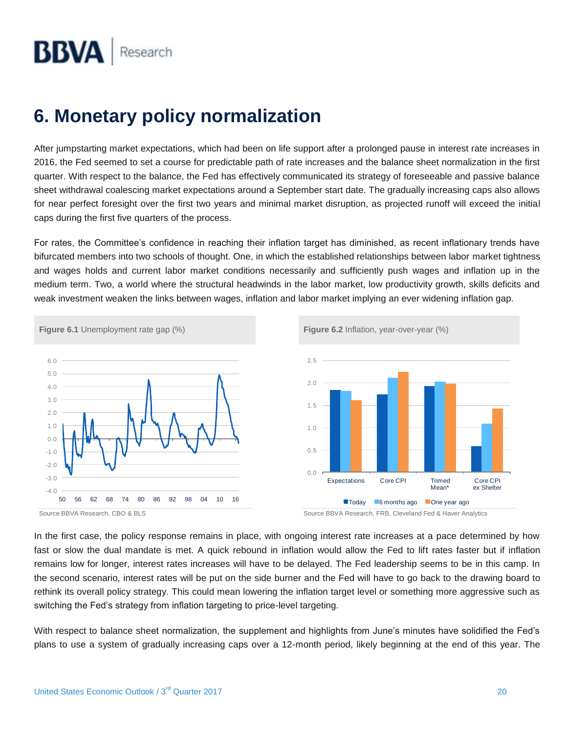# 6. Monetary policy normalization

After jumpstarting market expectations, which had been on life support after a prolonged pause in interest rate increases in 2016, the Fed seemed to set a course for predictable path of rate increases and the balance sheet normalization in the first quarter. With respect to the balance, the Fed has effectively communicated its strategy of foreseeable and passive balance sheet withdrawal coalescing market expectations around a September start date. The gradually increasing caps also allows for near perfect foresight over the first two years and minimal market disruption, as projected runoff will exceed the initial caps during the first five quarters of the process.

For rates, the Committee's confidence in reaching their inflation target has diminished, as recent inflationary trends have bifurcated members into two schools of thought. One, in which the established relationships between labor market tightness and wages holds and current labor market conditions necessarily and sufficiently push wages and inflation up in the medium term. Two, a world where the structural headwinds in the labor market, low productivity growth, skills deficits and weak investment weaken the links between wages, inflation and labor market implying an ever widening inflation gap.

**Figure 6.1** Unemployment rate gap (%)

Source BBVA Research, CBO & BLS

**Figure 6.2** Inflation, year-over-year (%)

Source BBVA Research, FRB, Cleveland Fed & Haver Analytics

In the first case, the policy response remains in place, with ongoing interest rate increases at a pace determined by how fast or slow the dual mandate is met. A quick rebound in inflation would allow the Fed to lift rates faster but if inflation remains low for longer, interest rates increases will have to be delayed. The Fed leadership seems to be in this camp. In the second scenario, interest rates will be put on the side burner and the Fed will have to go back to the drawing board to rethink its overall policy strategy. This could mean lowering the inflation target level or something more aggressive such as switching the Fed's strategy from inflation targeting to price-level targeting.

With respect to balance sheet normalization, the supplement and highlights from June's minutes have solidified the Fed's plans to use a system of gradually increasing caps over a 12-month period, likely beginning at the end of this year. The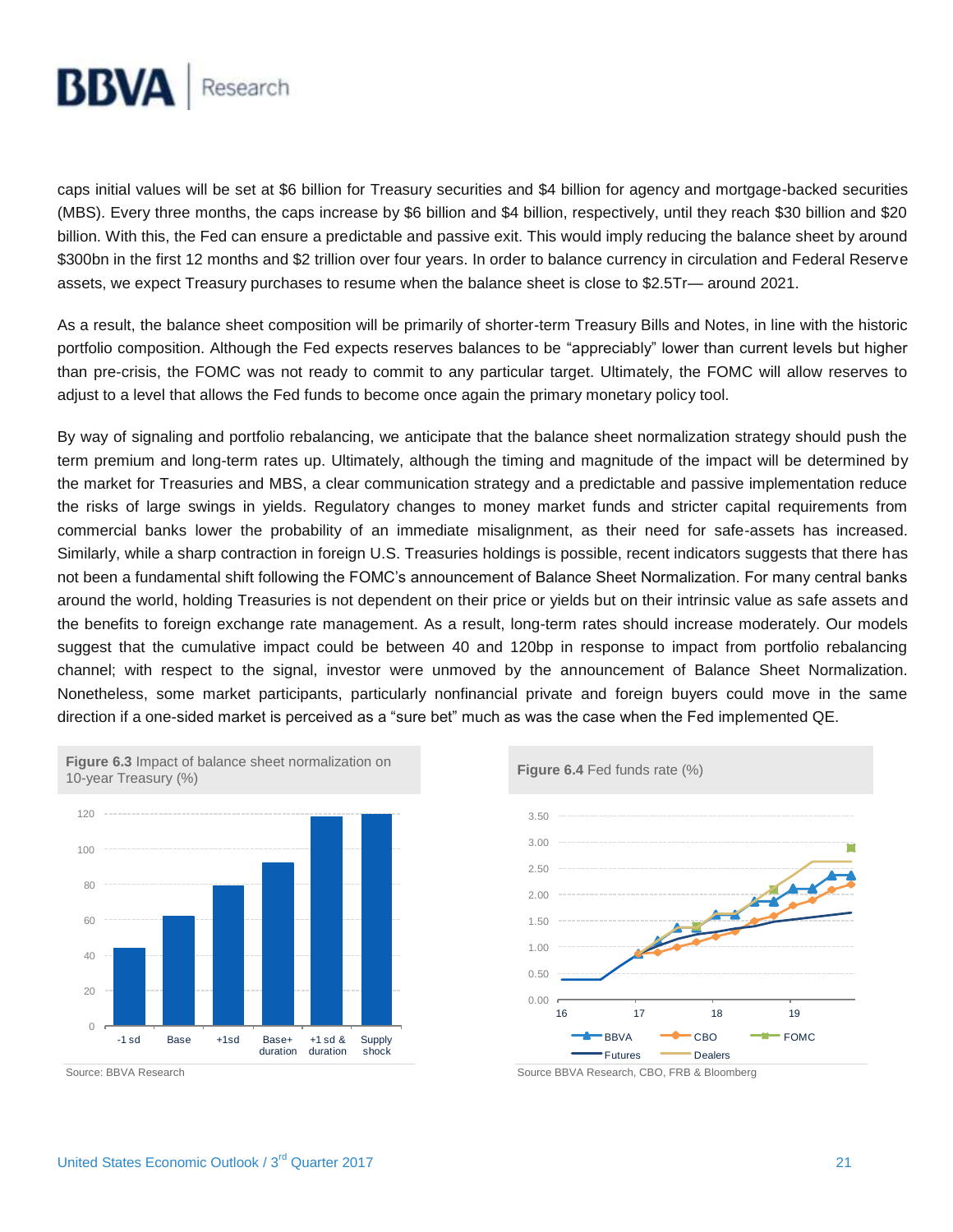caps initial values will be set at $6 billion for Treasury securities and $4 billion for agency and mortgage-backed securities (MBS). Every three months, the caps increase by $6 billion and $4 billion, respectively, until they reach $30 billion and $20 billion. With this, the Fed can ensure a predictable and passive exit. This would imply reducing the balance sheet by around $300bn in the first 12 months and $2 trillion over four years. In order to balance currency in circulation and Federal Reserve assets, we expect Treasury purchases to resume when the balance sheet is close to $2.5Tr— around 2021.

As a result, the balance sheet composition will be primarily of shorter-term Treasury Bills and Notes, in line with the historic portfolio composition. Although the Fed expects reserves balances to be "appreciably" lower than current levels but higher than pre-crisis, the FOMC was not ready to commit to any particular target. Ultimately, the FOMC will allow reserves to adjust to a level that allows the Fed funds to become once again the primary monetary policy tool.

By way of signaling and portfolio rebalancing, we anticipate that the balance sheet normalization strategy should push the term premium and long-term rates up. Ultimately, although the timing and magnitude of the impact will be determined by the market for Treasuries and MBS, a clear communication strategy and a predictable and passive implementation reduce the risks of large swings in yields. Regulatory changes to money market funds and stricter capital requirements from commercial banks lower the probability of an immediate misalignment, as their need for safe-assets has increased. Similarly, while a sharp contraction in foreign U.S. Treasuries holdings is possible, recent indicators suggests that there has not been a fundamental shift following the FOMC's announcement of Balance Sheet Normalization. For many central banks around the world, holding Treasuries is not dependent on their price or yields but on their intrinsic value as safe assets and the benefits to foreign exchange rate management. As a result, long-term rates should increase moderately. Our models suggest that the cumulative impact could be between 40 and 120bp in response to impact from portfolio rebalancing channel; with respect to the signal, investor were unmoved by the announcement of Balance Sheet Normalization. Nonetheless, some market participants, particularly nonfinancial private and foreign buyers could move in the same direction if a one-sided market is perceived as a "sure bet" much as was the case when the Fed implemented QE.

**Figure 6.3** Impact of balance sheet normalization on 10-year Treasury (%)

| Scenario | Impact |
|---|---|
| -1 sd | 44 |
| Base | 62 |
| +1sd | 79 |
| Base+ duration | 92 |
| +1 sd & duration | 118 |
| Supply shock | 119 |

Source: BBVA Research

**Figure 6.4** Fed funds rate (%)

Series: BBVA, CBO, FOMC, Futures, Dealers (2016–2019)

Source BBVA Research, CBO, FRB & Bloomberg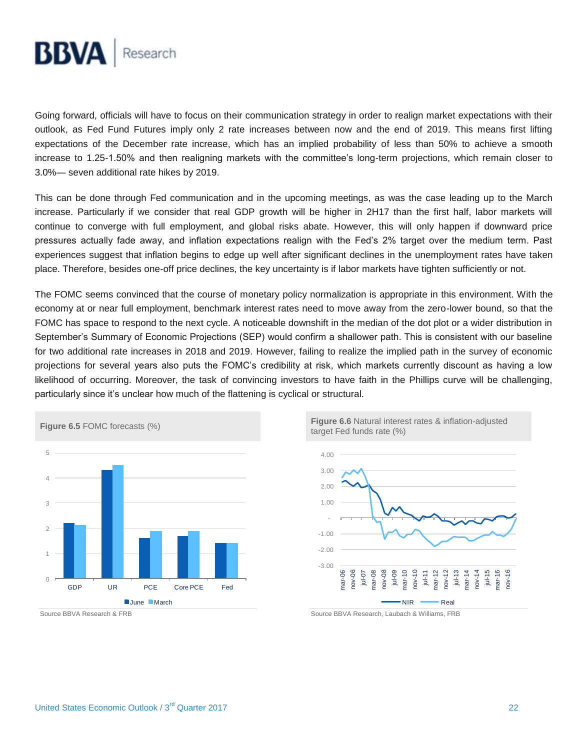Going forward, officials will have to focus on their communication strategy in order to realign market expectations with their outlook, as Fed Fund Futures imply only 2 rate increases between now and the end of 2019. This means first lifting expectations of the December rate increase, which has an implied probability of less than 50% to achieve a smooth increase to 1.25-1.50% and then realigning markets with the committee's long-term projections, which remain closer to 3.0%— seven additional rate hikes by 2019.

This can be done through Fed communication and in the upcoming meetings, as was the case leading up to the March increase. Particularly if we consider that real GDP growth will be higher in 2H17 than the first half, labor markets will continue to converge with full employment, and global risks abate. However, this will only happen if downward price pressures actually fade away, and inflation expectations realign with the Fed's 2% target over the medium term. Past experiences suggest that inflation begins to edge up well after significant declines in the unemployment rates have taken place. Therefore, besides one-off price declines, the key uncertainty is if labor markets have tighten sufficiently or not.

The FOMC seems convinced that the course of monetary policy normalization is appropriate in this environment. With the economy at or near full employment, benchmark interest rates need to move away from the zero-lower bound, so that the FOMC has space to respond to the next cycle. A noticeable downshift in the median of the dot plot or a wider distribution in September's Summary of Economic Projections (SEP) would confirm a shallower path. This is consistent with our baseline for two additional rate increases in 2018 and 2019. However, failing to realize the implied path in the survey of economic projections for several years also puts the FOMC's credibility at risk, which markets currently discount as having a low likelihood of occurring. Moreover, the task of convincing investors to have faith in the Phillips curve will be challenging, particularly since it's unclear how much of the flattening is cyclical or structural.

**Figure 6.5** FOMC forecasts (%)

Source BBVA Research & FRB

**Figure 6.6** Natural interest rates & inflation-adjusted target Fed funds rate (%)

Source BBVA Research, Laubach & Williams, FRB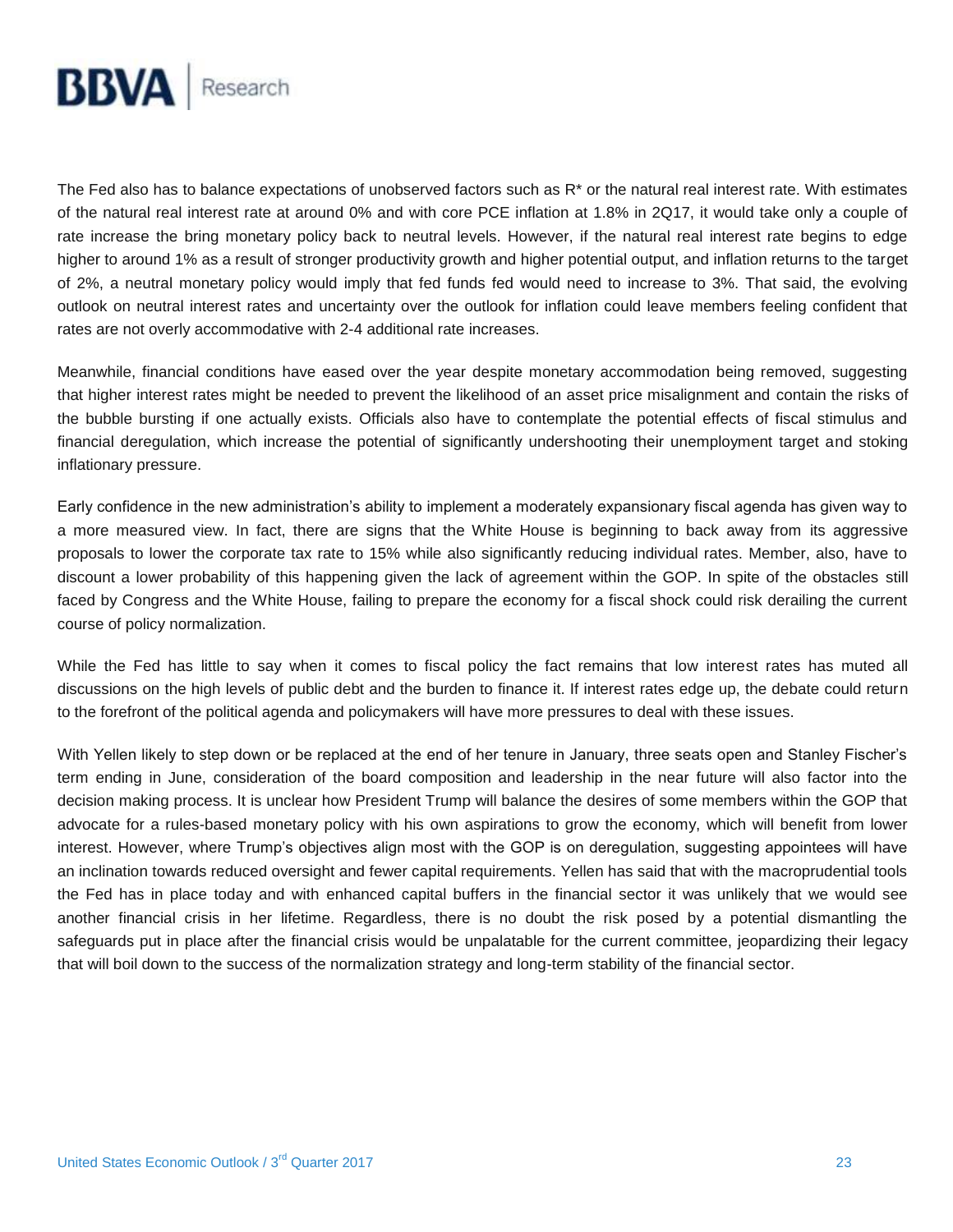The Fed also has to balance expectations of unobserved factors such as R* or the natural real interest rate. With estimates of the natural real interest rate at around 0% and with core PCE inflation at 1.8% in 2Q17, it would take only a couple of rate increase the bring monetary policy back to neutral levels. However, if the natural real interest rate begins to edge higher to around 1% as a result of stronger productivity growth and higher potential output, and inflation returns to the target of 2%, a neutral monetary policy would imply that fed funds fed would need to increase to 3%. That said, the evolving outlook on neutral interest rates and uncertainty over the outlook for inflation could leave members feeling confident that rates are not overly accommodative with 2-4 additional rate increases.

Meanwhile, financial conditions have eased over the year despite monetary accommodation being removed, suggesting that higher interest rates might be needed to prevent the likelihood of an asset price misalignment and contain the risks of the bubble bursting if one actually exists. Officials also have to contemplate the potential effects of fiscal stimulus and financial deregulation, which increase the potential of significantly undershooting their unemployment target and stoking inflationary pressure.

Early confidence in the new administration's ability to implement a moderately expansionary fiscal agenda has given way to a more measured view. In fact, there are signs that the White House is beginning to back away from its aggressive proposals to lower the corporate tax rate to 15% while also significantly reducing individual rates. Member, also, have to discount a lower probability of this happening given the lack of agreement within the GOP. In spite of the obstacles still faced by Congress and the White House, failing to prepare the economy for a fiscal shock could risk derailing the current course of policy normalization.

While the Fed has little to say when it comes to fiscal policy the fact remains that low interest rates has muted all discussions on the high levels of public debt and the burden to finance it. If interest rates edge up, the debate could return to the forefront of the political agenda and policymakers will have more pressures to deal with these issues.

With Yellen likely to step down or be replaced at the end of her tenure in January, three seats open and Stanley Fischer's term ending in June, consideration of the board composition and leadership in the near future will also factor into the decision making process. It is unclear how President Trump will balance the desires of some members within the GOP that advocate for a rules-based monetary policy with his own aspirations to grow the economy, which will benefit from lower interest. However, where Trump's objectives align most with the GOP is on deregulation, suggesting appointees will have an inclination towards reduced oversight and fewer capital requirements. Yellen has said that with the macroprudential tools the Fed has in place today and with enhanced capital buffers in the financial sector it was unlikely that we would see another financial crisis in her lifetime. Regardless, there is no doubt the risk posed by a potential dismantling the safeguards put in place after the financial crisis would be unpalatable for the current committee, jeopardizing their legacy that will boil down to the success of the normalization strategy and long-term stability of the financial sector.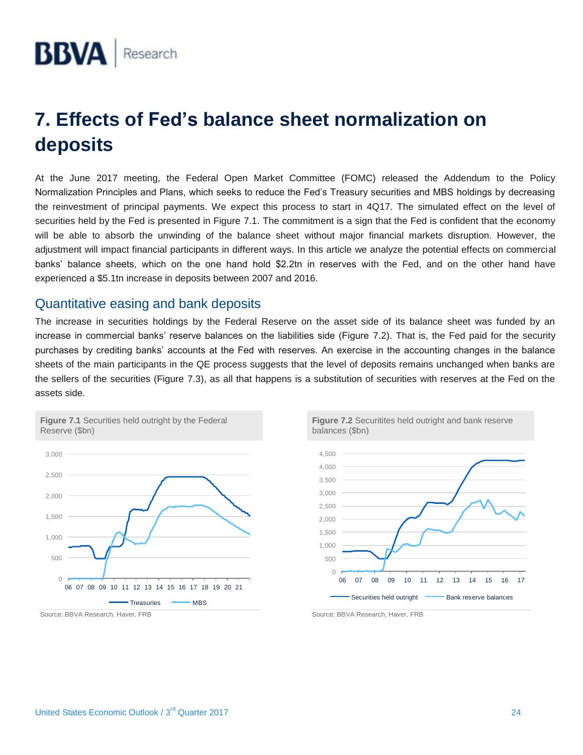# 7. Effects of Fed's balance sheet normalization on deposits

At the June 2017 meeting, the Federal Open Market Committee (FOMC) released the Addendum to the Policy Normalization Principles and Plans, which seeks to reduce the Fed's Treasury securities and MBS holdings by decreasing the reinvestment of principal payments. We expect this process to start in 4Q17. The simulated effect on the level of securities held by the Fed is presented in Figure 7.1. The commitment is a sign that the Fed is confident that the economy will be able to absorb the unwinding of the balance sheet without major financial markets disruption. However, the adjustment will impact financial participants in different ways. In this article we analyze the potential effects on commercial banks' balance sheets, which on the one hand hold $2.2tn in reserves with the Fed, and on the other hand have experienced a $5.1tn increase in deposits between 2007 and 2016.

## Quantitative easing and bank deposits

The increase in securities holdings by the Federal Reserve on the asset side of its balance sheet was funded by an increase in commercial banks' reserve balances on the liabilities side (Figure 7.2). That is, the Fed paid for the security purchases by crediting banks' accounts at the Fed with reserves. An exercise in the accounting changes in the balance sheets of the main participants in the QE process suggests that the level of deposits remains unchanged when banks are the sellers of the securities (Figure 7.3), as all that happens is a substitution of securities with reserves at the Fed on the assets side.

**Figure 7.1** Securities held outright by the Federal Reserve ($bn)

Source: BBVA Research, Haver, FRB

**Figure 7.2** Securitites held outright and bank reserve balances ($bn)

Source: BBVA Research, Haver, FRB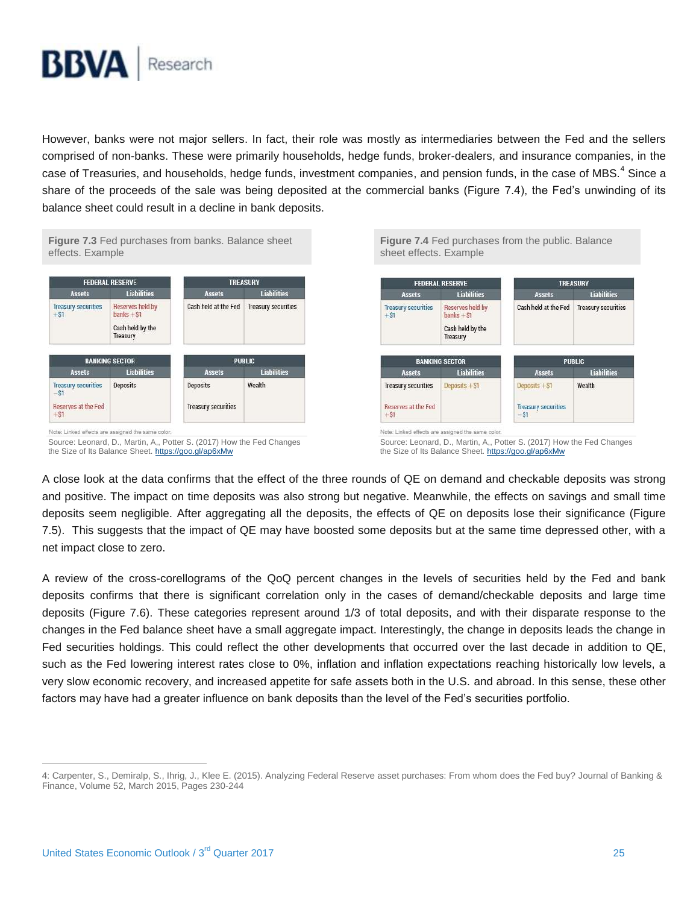However, banks were not major sellers. In fact, their role was mostly as intermediaries between the Fed and the sellers comprised of non-banks. These were primarily households, hedge funds, broker-dealers, and insurance companies, in the case of Treasuries, and households, hedge funds, investment companies, and pension funds, in the case of MBS.[4] Since a share of the proceeds of the sale was being deposited at the commercial banks (Figure 7.4), the Fed's unwinding of its balance sheet could result in a decline in bank deposits.

**Figure 7.3** Fed purchases from banks. Balance sheet effects. Example

| FEDERAL RESERVE | | TREASURY | |
|---|---|---|---|
| Assets | Liabilities | Assets | Liabilities |
| Treasury securities +$1 | Reserves held by banks +$1<br>Cash held by the Treasury | Cash held at the Fed | Treasury securities |

| BANKING SECTOR | | PUBLIC | |
|---|---|---|---|
| Assets | Liabilities | Assets | Liabilities |
| Treasury securities −$1<br>Reserves at the Fed +$1 | Deposits | Deposits<br>Treasury securities | Wealth |

Note: Linked effects are assigned the same color.

Source: Leonard, D., Martin, A,, Potter S. (2017) How the Fed Changes the Size of Its Balance Sheet. https://goo.gl/ap6xMw

**Figure 7.4** Fed purchases from the public. Balance sheet effects. Example

| FEDERAL RESERVE | | TREASURY | |
|---|---|---|---|
| Assets | Liabilities | Assets | Liabilities |
| Treasury securities +$1 | Reserves held by banks + $1<br>Cash held by the Treasury | Cash held at the Fed | Treasury securities |

| BANKING SECTOR | | PUBLIC | |
|---|---|---|---|
| Assets | Liabilities | Assets | Liabilities |
| Treasury securities<br>Reserves at the Fed +$1 | Deposits +$1 | Deposits +$1<br>Treasury securities −$1 | Wealth |

Note: Linked effects are assigned the same color.

Source: Leonard, D., Martin, A,, Potter S. (2017) How the Fed Changes the Size of Its Balance Sheet. https://goo.gl/ap6xMw

A close look at the data confirms that the effect of the three rounds of QE on demand and checkable deposits was strong and positive. The impact on time deposits was also strong but negative. Meanwhile, the effects on savings and small time deposits seem negligible. After aggregating all the deposits, the effects of QE on deposits lose their significance (Figure 7.5). This suggests that the impact of QE may have boosted some deposits but at the same time depressed other, with a net impact close to zero.

A review of the cross-corellograms of the QoQ percent changes in the levels of securities held by the Fed and bank deposits confirms that there is significant correlation only in the cases of demand/checkable deposits and large time deposits (Figure 7.6). These categories represent around 1/3 of total deposits, and with their disparate response to the changes in the Fed balance sheet have a small aggregate impact. Interestingly, the change in deposits leads the change in Fed securities holdings. This could reflect the other developments that occurred over the last decade in addition to QE, such as the Fed lowering interest rates close to 0%, inflation and inflation expectations reaching historically low levels, a very slow economic recovery, and increased appetite for safe assets both in the U.S. and abroad. In this sense, these other factors may have had a greater influence on bank deposits than the level of the Fed's securities portfolio.

---

4: Carpenter, S., Demiralp, S., Ihrig, J., Klee E. (2015). Analyzing Federal Reserve asset purchases: From whom does the Fed buy? Journal of Banking & Finance, Volume 52, March 2015, Pages 230-244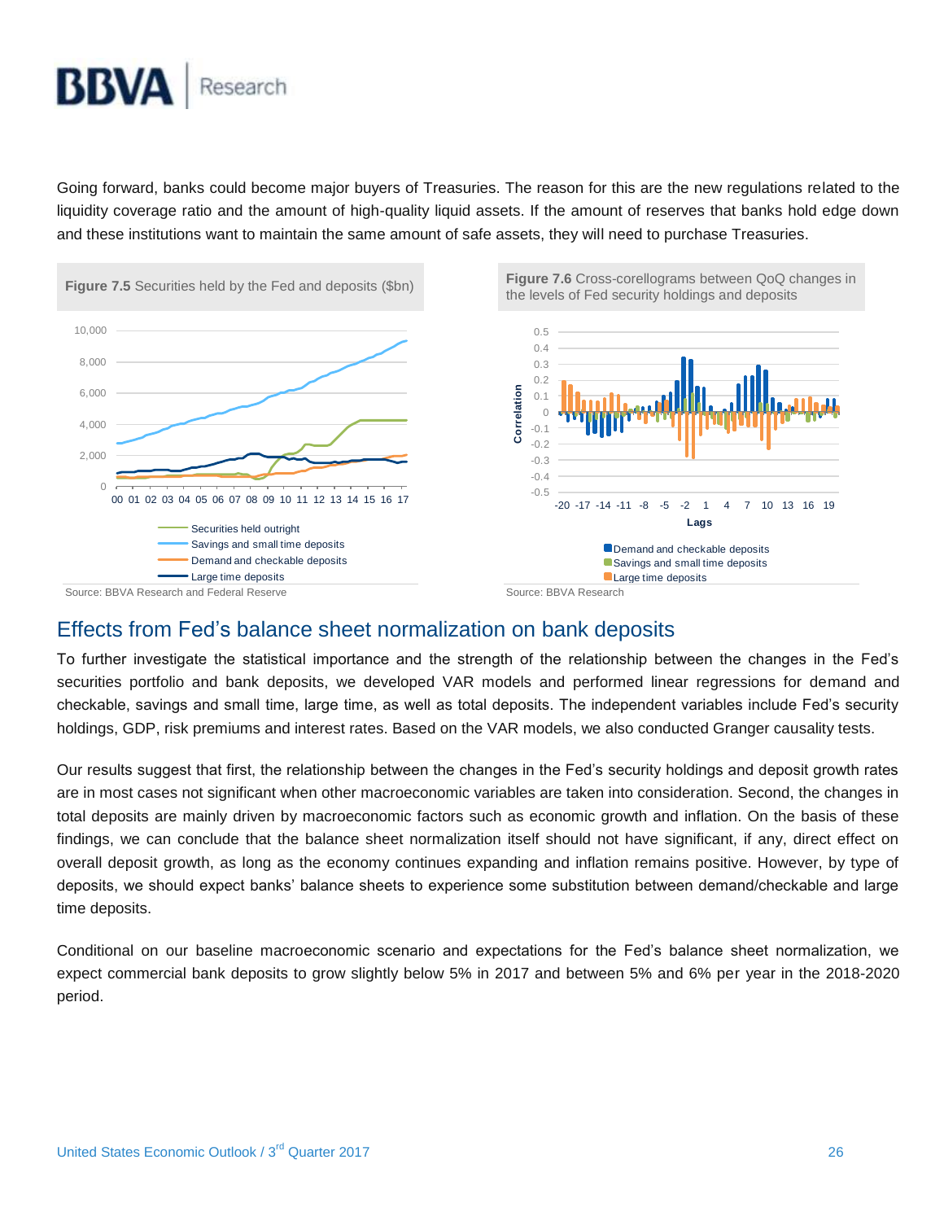Going forward, banks could become major buyers of Treasuries. The reason for this are the new regulations related to the liquidity coverage ratio and the amount of high-quality liquid assets. If the amount of reserves that banks hold edge down and these institutions want to maintain the same amount of safe assets, they will need to purchase Treasuries.

**Figure 7.5** Securities held by the Fed and deposits ($bn)

Source: BBVA Research and Federal Reserve

**Figure 7.6** Cross-corellograms between QoQ changes in the levels of Fed security holdings and deposits

Source: BBVA Research

## Effects from Fed's balance sheet normalization on bank deposits

To further investigate the statistical importance and the strength of the relationship between the changes in the Fed's securities portfolio and bank deposits, we developed VAR models and performed linear regressions for demand and checkable, savings and small time, large time, as well as total deposits. The independent variables include Fed's security holdings, GDP, risk premiums and interest rates. Based on the VAR models, we also conducted Granger causality tests.

Our results suggest that first, the relationship between the changes in the Fed's security holdings and deposit growth rates are in most cases not significant when other macroeconomic variables are taken into consideration. Second, the changes in total deposits are mainly driven by macroeconomic factors such as economic growth and inflation. On the basis of these findings, we can conclude that the balance sheet normalization itself should not have significant, if any, direct effect on overall deposit growth, as long as the economy continues expanding and inflation remains positive. However, by type of deposits, we should expect banks' balance sheets to experience some substitution between demand/checkable and large time deposits.

Conditional on our baseline macroeconomic scenario and expectations for the Fed's balance sheet normalization, we expect commercial bank deposits to grow slightly below 5% in 2017 and between 5% and 6% per year in the 2018-2020 period.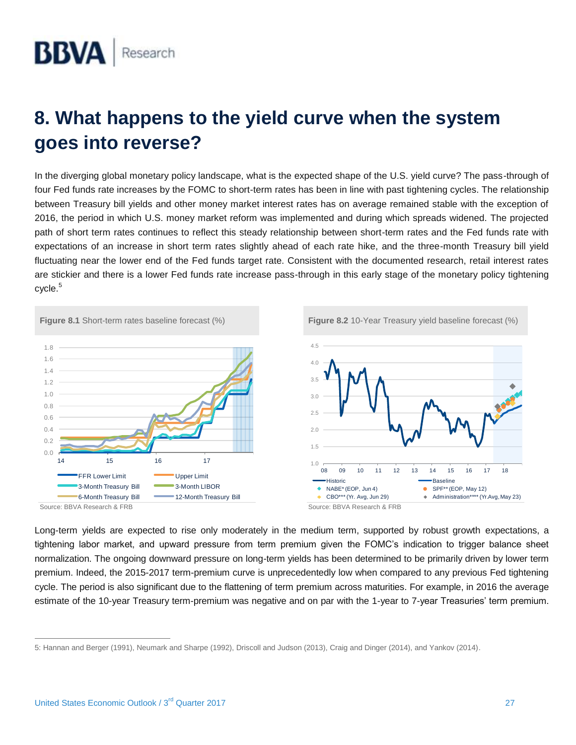# 8. What happens to the yield curve when the system goes into reverse?

In the diverging global monetary policy landscape, what is the expected shape of the U.S. yield curve? The pass-through of four Fed funds rate increases by the FOMC to short-term rates has been in line with past tightening cycles. The relationship between Treasury bill yields and other money market interest rates has on average remained stable with the exception of 2016, the period in which U.S. money market reform was implemented and during which spreads widened. The projected path of short term rates continues to reflect this steady relationship between short-term rates and the Fed funds rate with expectations of an increase in short term rates slightly ahead of each rate hike, and the three-month Treasury bill yield fluctuating near the lower end of the Fed funds target rate. Consistent with the documented research, retail interest rates are stickier and there is a lower Fed funds rate increase pass-through in this early stage of the monetary policy tightening cycle.[5]

**Figure 8.1** Short-term rates baseline forecast (%)

Source: BBVA Research & FRB

**Figure 8.2** 10-Year Treasury yield baseline forecast (%)

Source: BBVA Research & FRB

Long-term yields are expected to rise only moderately in the medium term, supported by robust growth expectations, a tightening labor market, and upward pressure from term premium given the FOMC's indication to trigger balance sheet normalization. The ongoing downward pressure on long-term yields has been determined to be primarily driven by lower term premium. Indeed, the 2015-2017 term-premium curve is unprecedentedly low when compared to any previous Fed tightening cycle. The period is also significant due to the flattening of term premium across maturities. For example, in 2016 the average estimate of the 10-year Treasury term-premium was negative and on par with the 1-year to 7-year Treasuries' term premium.

5: Hannan and Berger (1991), Neumark and Sharpe (1992), Driscoll and Judson (2013), Craig and Dinger (2014), and Yankov (2014).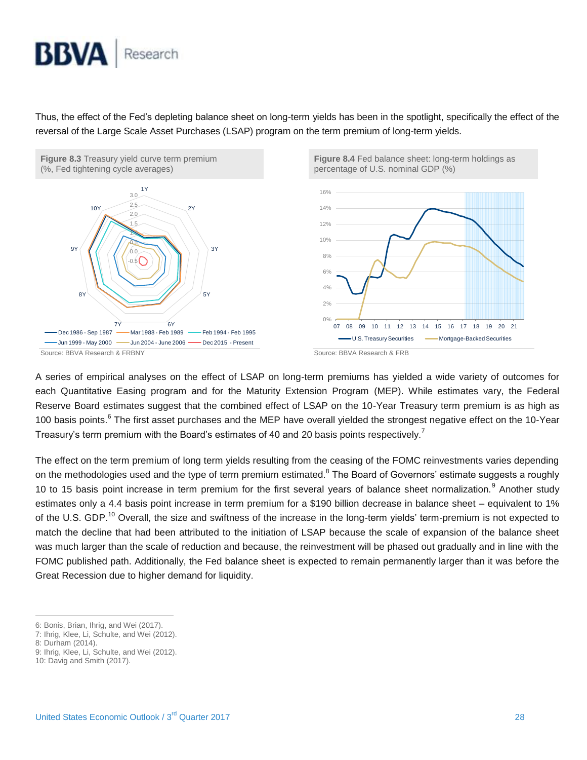Thus, the effect of the Fed's depleting balance sheet on long-term yields has been in the spotlight, specifically the effect of the reversal of the Large Scale Asset Purchases (LSAP) program on the term premium of long-term yields.

**Figure 8.3** Treasury yield curve term premium (%, Fed tightening cycle averages)

Source: BBVA Research & FRBNY

**Figure 8.4** Fed balance sheet: long-term holdings as percentage of U.S. nominal GDP (%)

Source: BBVA Research & FRB

A series of empirical analyses on the effect of LSAP on long-term premiums has yielded a wide variety of outcomes for each Quantitative Easing program and for the Maturity Extension Program (MEP). While estimates vary, the Federal Reserve Board estimates suggest that the combined effect of LSAP on the 10-Year Treasury term premium is as high as 100 basis points.[6] The first asset purchases and the MEP have overall yielded the strongest negative effect on the 10-Year Treasury's term premium with the Board's estimates of 40 and 20 basis points respectively.[7]

The effect on the term premium of long term yields resulting from the ceasing of the FOMC reinvestments varies depending on the methodologies used and the type of term premium estimated.[8] The Board of Governors' estimate suggests a roughly 10 to 15 basis point increase in term premium for the first several years of balance sheet normalization.[9] Another study estimates only a 4.4 basis point increase in term premium for a $190 billion decrease in balance sheet – equivalent to 1% of the U.S. GDP.[10] Overall, the size and swiftness of the increase in the long-term yields' term-premium is not expected to match the decline that had been attributed to the initiation of LSAP because the scale of expansion of the balance sheet was much larger than the scale of reduction and because, the reinvestment will be phased out gradually and in line with the FOMC published path. Additionally, the Fed balance sheet is expected to remain permanently larger than it was before the Great Recession due to higher demand for liquidity.

6: Bonis, Brian, Ihrig, and Wei (2017).
7: Ihrig, Klee, Li, Schulte, and Wei (2012).
8: Durham (2014).
9: Ihrig, Klee, Li, Schulte, and Wei (2012).
10: Davig and Smith (2017).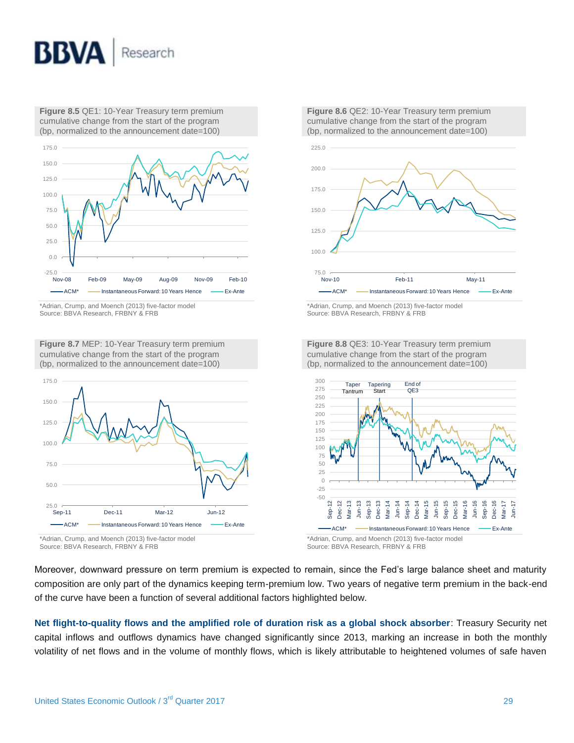**Figure 8.5** QE1: 10-Year Treasury term premium cumulative change from the start of the program (bp, normalized to the announcement date=100)

*Adrian, Crump, and Moench (2013) five-factor model
Source: BBVA Research, FRBNY & FRB

**Figure 8.6** QE2: 10-Year Treasury term premium cumulative change from the start of the program (bp, normalized to the announcement date=100)

*Adrian, Crump, and Moench (2013) five-factor model
Source: BBVA Research, FRBNY & FRB

**Figure 8.7** MEP: 10-Year Treasury term premium cumulative change from the start of the program (bp, normalized to the announcement date=100)

*Adrian, Crump, and Moench (2013) five-factor model
Source: BBVA Research, FRBNY & FRB

**Figure 8.8** QE3: 10-Year Treasury term premium cumulative change from the start of the program (bp, normalized to the announcement date=100)

*Adrian, Crump, and Moench (2013) five-factor model
Source: BBVA Research, FRBNY & FRB

Moreover, downward pressure on term premium is expected to remain, since the Fed's large balance sheet and maturity composition are only part of the dynamics keeping term-premium low. Two years of negative term premium in the back-end of the curve have been a function of several additional factors highlighted below.

**Net flight-to-quality flows and the amplified role of duration risk as a global shock absorber**: Treasury Security net capital inflows and outflows dynamics have changed significantly since 2013, marking an increase in both the monthly volatility of net flows and in the volume of monthly flows, which is likely attributable to heightened volumes of safe haven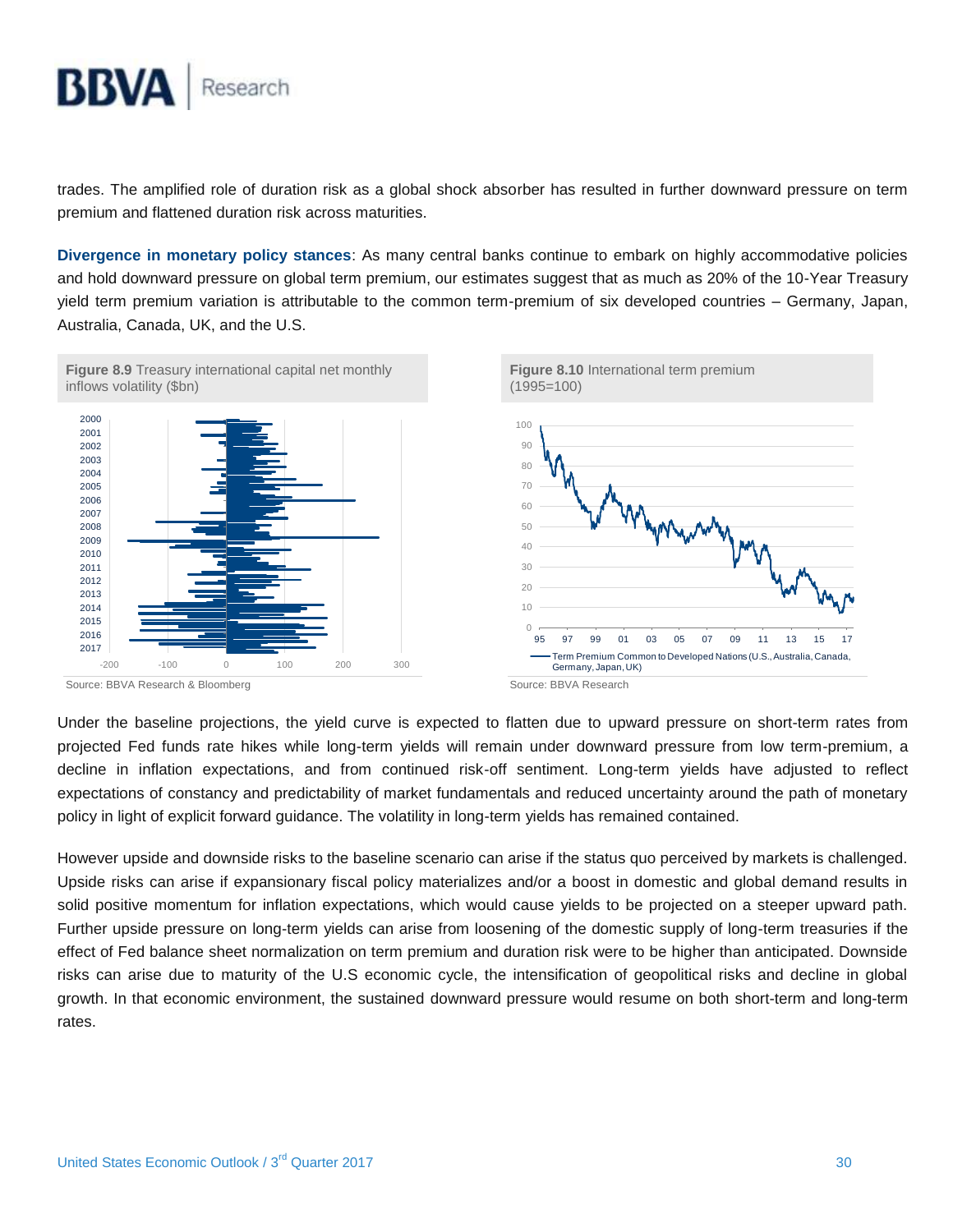trades. The amplified role of duration risk as a global shock absorber has resulted in further downward pressure on term premium and flattened duration risk across maturities.

**Divergence in monetary policy stances**: As many central banks continue to embark on highly accommodative policies and hold downward pressure on global term premium, our estimates suggest that as much as 20% of the 10-Year Treasury yield term premium variation is attributable to the common term-premium of six developed countries – Germany, Japan, Australia, Canada, UK, and the U.S.

**Figure 8.9** Treasury international capital net monthly inflows volatility ($bn)

Source: BBVA Research & Bloomberg

**Figure 8.10** International term premium (1995=100)

Source: BBVA Research

Under the baseline projections, the yield curve is expected to flatten due to upward pressure on short-term rates from projected Fed funds rate hikes while long-term yields will remain under downward pressure from low term-premium, a decline in inflation expectations, and from continued risk-off sentiment. Long-term yields have adjusted to reflect expectations of constancy and predictability of market fundamentals and reduced uncertainty around the path of monetary policy in light of explicit forward guidance. The volatility in long-term yields has remained contained.

However upside and downside risks to the baseline scenario can arise if the status quo perceived by markets is challenged. Upside risks can arise if expansionary fiscal policy materializes and/or a boost in domestic and global demand results in solid positive momentum for inflation expectations, which would cause yields to be projected on a steeper upward path. Further upside pressure on long-term yields can arise from loosening of the domestic supply of long-term treasuries if the effect of Fed balance sheet normalization on term premium and duration risk were to be higher than anticipated. Downside risks can arise due to maturity of the U.S economic cycle, the intensification of geopolitical risks and decline in global growth. In that economic environment, the sustained downward pressure would resume on both short-term and long-term rates.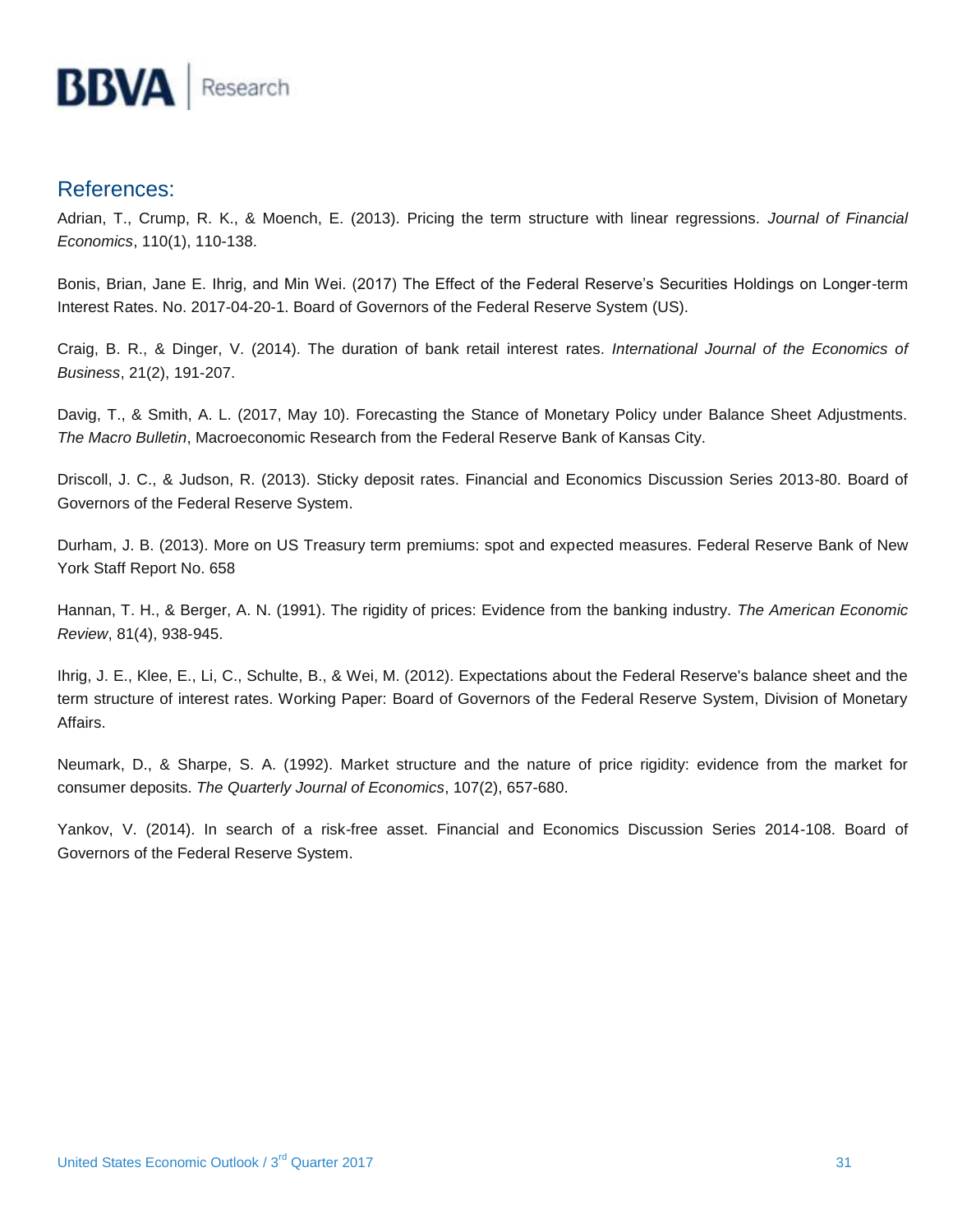## References:

Adrian, T., Crump, R. K., & Moench, E. (2013). Pricing the term structure with linear regressions. *Journal of Financial Economics*, 110(1), 110-138.

Bonis, Brian, Jane E. Ihrig, and Min Wei. (2017) The Effect of the Federal Reserve's Securities Holdings on Longer-term Interest Rates. No. 2017-04-20-1. Board of Governors of the Federal Reserve System (US).

Craig, B. R., & Dinger, V. (2014). The duration of bank retail interest rates. *International Journal of the Economics of Business*, 21(2), 191-207.

Davig, T., & Smith, A. L. (2017, May 10). Forecasting the Stance of Monetary Policy under Balance Sheet Adjustments. *The Macro Bulletin*, Macroeconomic Research from the Federal Reserve Bank of Kansas City.

Driscoll, J. C., & Judson, R. (2013). Sticky deposit rates. Financial and Economics Discussion Series 2013-80. Board of Governors of the Federal Reserve System.

Durham, J. B. (2013). More on US Treasury term premiums: spot and expected measures. Federal Reserve Bank of New York Staff Report No. 658

Hannan, T. H., & Berger, A. N. (1991). The rigidity of prices: Evidence from the banking industry. *The American Economic Review*, 81(4), 938-945.

Ihrig, J. E., Klee, E., Li, C., Schulte, B., & Wei, M. (2012). Expectations about the Federal Reserve's balance sheet and the term structure of interest rates. Working Paper: Board of Governors of the Federal Reserve System, Division of Monetary Affairs.

Neumark, D., & Sharpe, S. A. (1992). Market structure and the nature of price rigidity: evidence from the market for consumer deposits. *The Quarterly Journal of Economics*, 107(2), 657-680.

Yankov, V. (2014). In search of a risk-free asset. Financial and Economics Discussion Series 2014-108. Board of Governors of the Federal Reserve System.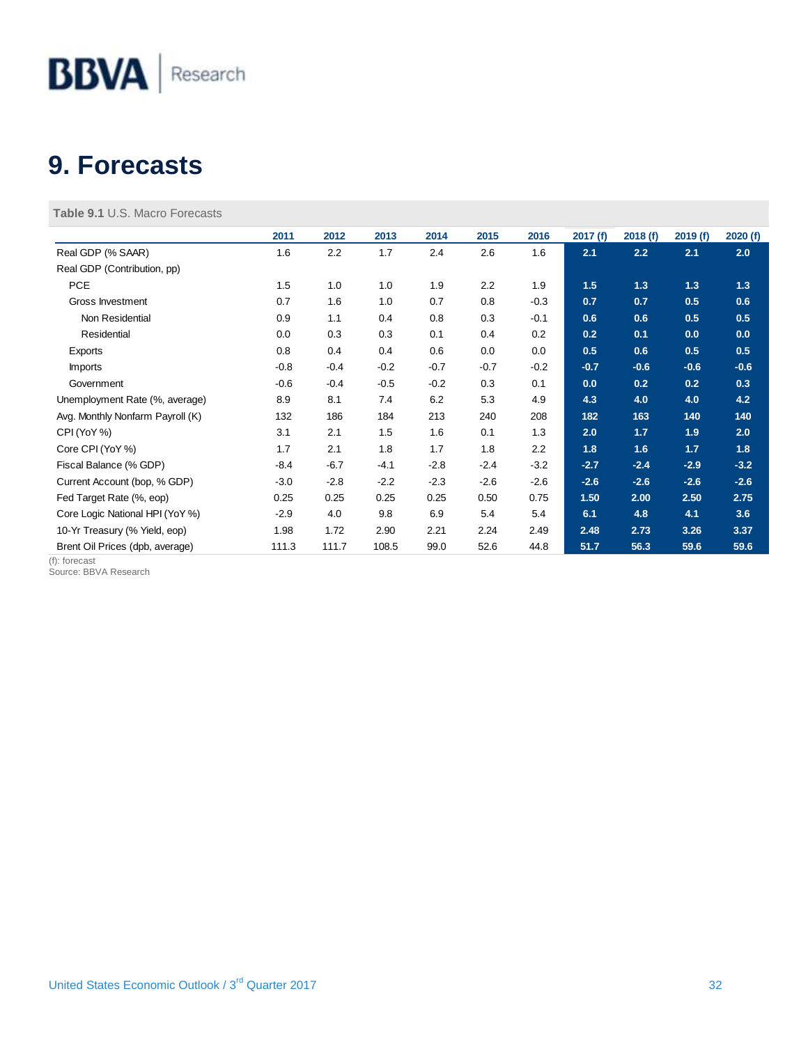# 9. Forecasts

**Table 9.1** U.S. Macro Forecasts

| | 2011 | 2012 | 2013 | 2014 | 2015 | 2016 | 2017 (f) | 2018 (f) | 2019 (f) | 2020 (f) |
|---|---|---|---|---|---|---|---|---|---|---|
| Real GDP (% SAAR) | 1.6 | 2.2 | 1.7 | 2.4 | 2.6 | 1.6 | **2.1** | **2.2** | **2.1** | **2.0** |
| Real GDP (Contribution, pp) | | | | | | | | | | |
| PCE | 1.5 | 1.0 | 1.0 | 1.9 | 2.2 | 1.9 | **1.5** | **1.3** | **1.3** | **1.3** |
| Gross Investment | 0.7 | 1.6 | 1.0 | 0.7 | 0.8 | -0.3 | **0.7** | **0.7** | **0.5** | **0.6** |
| Non Residential | 0.9 | 1.1 | 0.4 | 0.8 | 0.3 | -0.1 | **0.6** | **0.6** | **0.5** | **0.5** |
| Residential | 0.0 | 0.3 | 0.3 | 0.1 | 0.4 | 0.2 | **0.2** | **0.1** | **0.0** | **0.0** |
| Exports | 0.8 | 0.4 | 0.4 | 0.6 | 0.0 | 0.0 | **0.5** | **0.6** | **0.5** | **0.5** |
| Imports | -0.8 | -0.4 | -0.2 | -0.7 | -0.7 | -0.2 | **-0.7** | **-0.6** | **-0.6** | **-0.6** |
| Government | -0.6 | -0.4 | -0.5 | -0.2 | 0.3 | 0.1 | **0.0** | **0.2** | **0.2** | **0.3** |
| Unemployment Rate (%, average) | 8.9 | 8.1 | 7.4 | 6.2 | 5.3 | 4.9 | **4.3** | **4.0** | **4.0** | **4.2** |
| Avg. Monthly Nonfarm Payroll (K) | 132 | 186 | 184 | 213 | 240 | 208 | **182** | **163** | **140** | **140** |
| CPI (YoY %) | 3.1 | 2.1 | 1.5 | 1.6 | 0.1 | 1.3 | **2.0** | **1.7** | **1.9** | **2.0** |
| Core CPI (YoY %) | 1.7 | 2.1 | 1.8 | 1.7 | 1.8 | 2.2 | **1.8** | **1.6** | **1.7** | **1.8** |
| Fiscal Balance (% GDP) | -8.4 | -6.7 | -4.1 | -2.8 | -2.4 | -3.2 | **-2.7** | **-2.4** | **-2.9** | **-3.2** |
| Current Account (bop, % GDP) | -3.0 | -2.8 | -2.2 | -2.3 | -2.6 | -2.6 | **-2.6** | **-2.6** | **-2.6** | **-2.6** |
| Fed Target Rate (%, eop) | 0.25 | 0.25 | 0.25 | 0.25 | 0.50 | 0.75 | **1.50** | **2.00** | **2.50** | **2.75** |
| Core Logic National HPI (YoY %) | -2.9 | 4.0 | 9.8 | 6.9 | 5.4 | 5.4 | **6.1** | **4.8** | **4.1** | **3.6** |
| 10-Yr Treasury (% Yield, eop) | 1.98 | 1.72 | 2.90 | 2.21 | 2.24 | 2.49 | **2.48** | **2.73** | **3.26** | **3.37** |
| Brent Oil Prices (dpb, average) | 111.3 | 111.7 | 108.5 | 99.0 | 52.6 | 44.8 | **51.7** | **56.3** | **59.6** | **59.6** |

(f): forecast
Source: BBVA Research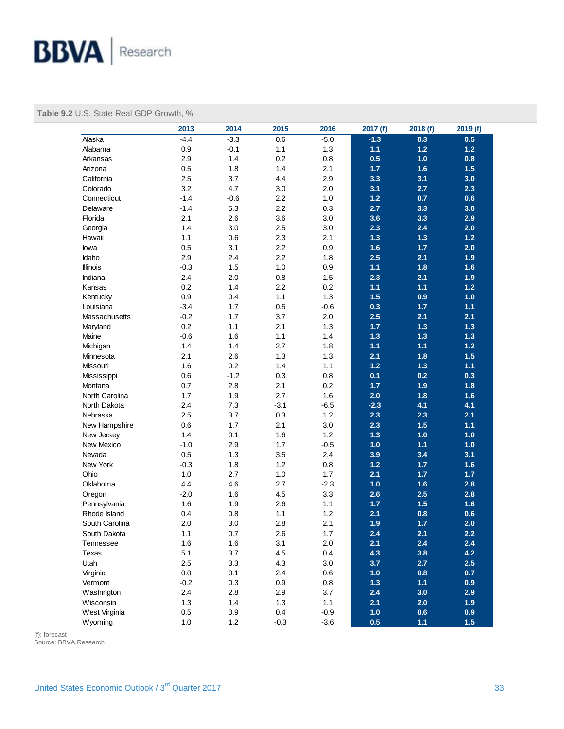**Table 9.2** U.S. State Real GDP Growth, %

| | 2013 | 2014 | 2015 | 2016 | 2017 (f) | 2018 (f) | 2019 (f) |
|---|---|---|---|---|---|---|---|
| Alaska | -4.4 | -3.3 | 0.6 | -5.0 | -1.3 | 0.3 | 0.5 |
| Alabama | 0.9 | -0.1 | 1.1 | 1.3 | 1.1 | 1.2 | 1.2 |
| Arkansas | 2.9 | 1.4 | 0.2 | 0.8 | 0.5 | 1.0 | 0.8 |
| Arizona | 0.5 | 1.8 | 1.4 | 2.1 | 1.7 | 1.6 | 1.5 |
| California | 2.5 | 3.7 | 4.4 | 2.9 | 3.3 | 3.1 | 3.0 |
| Colorado | 3.2 | 4.7 | 3.0 | 2.0 | 3.1 | 2.7 | 2.3 |
| Connecticut | -1.4 | -0.6 | 2.2 | 1.0 | 1.2 | 0.7 | 0.6 |
| Delaware | -1.4 | 5.3 | 2.2 | 0.3 | 2.7 | 3.3 | 3.0 |
| Florida | 2.1 | 2.6 | 3.6 | 3.0 | 3.6 | 3.3 | 2.9 |
| Georgia | 1.4 | 3.0 | 2.5 | 3.0 | 2.3 | 2.4 | 2.0 |
| Hawaii | 1.1 | 0.6 | 2.3 | 2.1 | 1.3 | 1.3 | 1.2 |
| Iowa | 0.5 | 3.1 | 2.2 | 0.9 | 1.6 | 1.7 | 2.0 |
| Idaho | 2.9 | 2.4 | 2.2 | 1.8 | 2.5 | 2.1 | 1.9 |
| Illinois | -0.3 | 1.5 | 1.0 | 0.9 | 1.1 | 1.8 | 1.6 |
| Indiana | 2.4 | 2.0 | 0.8 | 1.5 | 2.3 | 2.1 | 1.9 |
| Kansas | 0.2 | 1.4 | 2.2 | 0.2 | 1.1 | 1.1 | 1.2 |
| Kentucky | 0.9 | 0.4 | 1.1 | 1.3 | 1.5 | 0.9 | 1.0 |
| Louisiana | -3.4 | 1.7 | 0.5 | -0.6 | 0.3 | 1.7 | 1.1 |
| Massachusetts | -0.2 | 1.7 | 3.7 | 2.0 | 2.5 | 2.1 | 2.1 |
| Maryland | 0.2 | 1.1 | 2.1 | 1.3 | 1.7 | 1.3 | 1.3 |
| Maine | -0.6 | 1.6 | 1.1 | 1.4 | 1.3 | 1.3 | 1.3 |
| Michigan | 1.4 | 1.4 | 2.7 | 1.8 | 1.1 | 1.1 | 1.2 |
| Minnesota | 2.1 | 2.6 | 1.3 | 1.3 | 2.1 | 1.8 | 1.5 |
| Missouri | 1.6 | 0.2 | 1.4 | 1.1 | 1.2 | 1.3 | 1.1 |
| Mississippi | 0.6 | -1.2 | 0.3 | 0.8 | 0.1 | 0.2 | 0.3 |
| Montana | 0.7 | 2.8 | 2.1 | 0.2 | 1.7 | 1.9 | 1.8 |
| North Carolina | 1.7 | 1.9 | 2.7 | 1.6 | 2.0 | 1.8 | 1.6 |
| North Dakota | 2.4 | 7.3 | -3.1 | -6.5 | -2.3 | 4.1 | 4.1 |
| Nebraska | 2.5 | 3.7 | 0.3 | 1.2 | 2.3 | 2.3 | 2.1 |
| New Hampshire | 0.6 | 1.7 | 2.1 | 3.0 | 2.3 | 1.5 | 1.1 |
| New Jersey | 1.4 | 0.1 | 1.6 | 1.2 | 1.3 | 1.0 | 1.0 |
| New Mexico | -1.0 | 2.9 | 1.7 | -0.5 | 1.0 | 1.1 | 1.0 |
| Nevada | 0.5 | 1.3 | 3.5 | 2.4 | 3.9 | 3.4 | 3.1 |
| New York | -0.3 | 1.8 | 1.2 | 0.8 | 1.2 | 1.7 | 1.6 |
| Ohio | 1.0 | 2.7 | 1.0 | 1.7 | 2.1 | 1.7 | 1.7 |
| Oklahoma | 4.4 | 4.6 | 2.7 | -2.3 | 1.0 | 1.6 | 2.8 |
| Oregon | -2.0 | 1.6 | 4.5 | 3.3 | 2.6 | 2.5 | 2.8 |
| Pennsylvania | 1.6 | 1.9 | 2.6 | 1.1 | 1.7 | 1.5 | 1.6 |
| Rhode Island | 0.4 | 0.8 | 1.1 | 1.2 | 2.1 | 0.8 | 0.6 |
| South Carolina | 2.0 | 3.0 | 2.8 | 2.1 | 1.9 | 1.7 | 2.0 |
| South Dakota | 1.1 | 0.7 | 2.6 | 1.7 | 2.4 | 2.1 | 2.2 |
| Tennessee | 1.6 | 1.6 | 3.1 | 2.0 | 2.1 | 2.4 | 2.4 |
| Texas | 5.1 | 3.7 | 4.5 | 0.4 | 4.3 | 3.8 | 4.2 |
| Utah | 2.5 | 3.3 | 4.3 | 3.0 | 3.7 | 2.7 | 2.5 |
| Virginia | 0.0 | 0.1 | 2.4 | 0.6 | 1.0 | 0.8 | 0.7 |
| Vermont | -0.2 | 0.3 | 0.9 | 0.8 | 1.3 | 1.1 | 0.9 |
| Washington | 2.4 | 2.8 | 2.9 | 3.7 | 2.4 | 3.0 | 2.9 |
| Wisconsin | 1.3 | 1.4 | 1.3 | 1.1 | 2.1 | 2.0 | 1.9 |
| West Virginia | 0.5 | 0.9 | 0.4 | -0.9 | 1.0 | 0.6 | 0.9 |
| Wyoming | 1.0 | 1.2 | -0.3 | -3.6 | 0.5 | 1.1 | 1.5 |

(f): forecast
Source: BBVA Research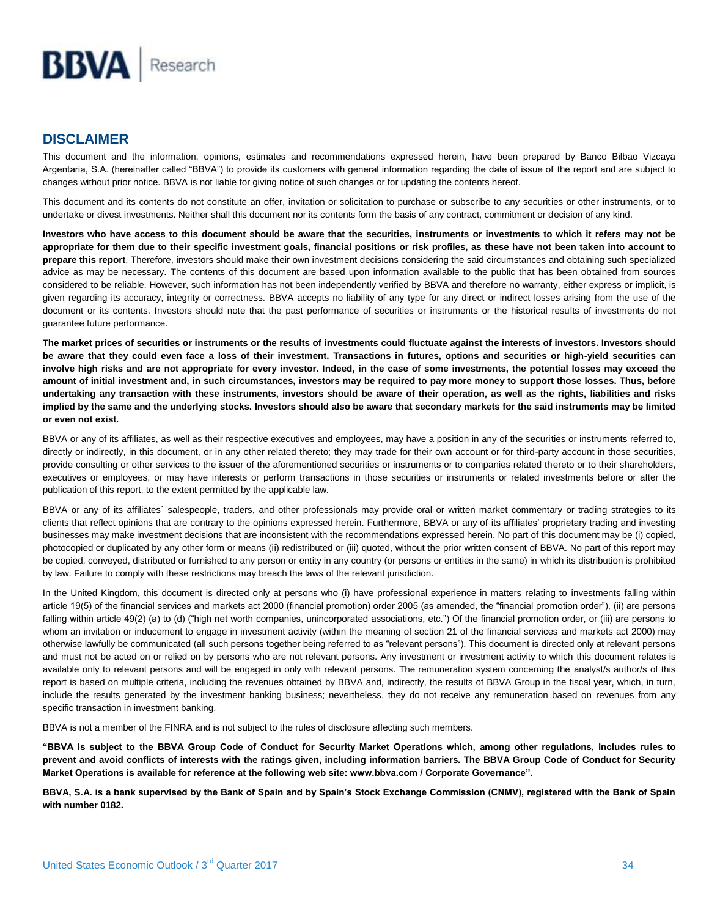## DISCLAIMER

This document and the information, opinions, estimates and recommendations expressed herein, have been prepared by Banco Bilbao Vizcaya Argentaria, S.A. (hereinafter called "BBVA") to provide its customers with general information regarding the date of issue of the report and are subject to changes without prior notice. BBVA is not liable for giving notice of such changes or for updating the contents hereof.

This document and its contents do not constitute an offer, invitation or solicitation to purchase or subscribe to any securities or other instruments, or to undertake or divest investments. Neither shall this document nor its contents form the basis of any contract, commitment or decision of any kind.

**Investors who have access to this document should be aware that the securities, instruments or investments to which it refers may not be appropriate for them due to their specific investment goals, financial positions or risk profiles, as these have not been taken into account to prepare this report**. Therefore, investors should make their own investment decisions considering the said circumstances and obtaining such specialized advice as may be necessary. The contents of this document are based upon information available to the public that has been obtained from sources considered to be reliable. However, such information has not been independently verified by BBVA and therefore no warranty, either express or implicit, is given regarding its accuracy, integrity or correctness. BBVA accepts no liability of any type for any direct or indirect losses arising from the use of the document or its contents. Investors should note that the past performance of securities or instruments or the historical results of investments do not guarantee future performance.

**The market prices of securities or instruments or the results of investments could fluctuate against the interests of investors. Investors should be aware that they could even face a loss of their investment. Transactions in futures, options and securities or high-yield securities can involve high risks and are not appropriate for every investor. Indeed, in the case of some investments, the potential losses may exceed the amount of initial investment and, in such circumstances, investors may be required to pay more money to support those losses. Thus, before undertaking any transaction with these instruments, investors should be aware of their operation, as well as the rights, liabilities and risks implied by the same and the underlying stocks. Investors should also be aware that secondary markets for the said instruments may be limited or even not exist.**

BBVA or any of its affiliates, as well as their respective executives and employees, may have a position in any of the securities or instruments referred to, directly or indirectly, in this document, or in any other related thereto; they may trade for their own account or for third-party account in those securities, provide consulting or other services to the issuer of the aforementioned securities or instruments or to companies related thereto or to their shareholders, executives or employees, or may have interests or perform transactions in those securities or instruments or related investments before or after the publication of this report, to the extent permitted by the applicable law.

BBVA or any of its affiliates´ salespeople, traders, and other professionals may provide oral or written market commentary or trading strategies to its clients that reflect opinions that are contrary to the opinions expressed herein. Furthermore, BBVA or any of its affiliates' proprietary trading and investing businesses may make investment decisions that are inconsistent with the recommendations expressed herein. No part of this document may be (i) copied, photocopied or duplicated by any other form or means (ii) redistributed or (iii) quoted, without the prior written consent of BBVA. No part of this report may be copied, conveyed, distributed or furnished to any person or entity in any country (or persons or entities in the same) in which its distribution is prohibited by law. Failure to comply with these restrictions may breach the laws of the relevant jurisdiction.

In the United Kingdom, this document is directed only at persons who (i) have professional experience in matters relating to investments falling within article 19(5) of the financial services and markets act 2000 (financial promotion) order 2005 (as amended, the "financial promotion order"), (ii) are persons falling within article 49(2) (a) to (d) ("high net worth companies, unincorporated associations, etc.") Of the financial promotion order, or (iii) are persons to whom an invitation or inducement to engage in investment activity (within the meaning of section 21 of the financial services and markets act 2000) may otherwise lawfully be communicated (all such persons together being referred to as "relevant persons"). This document is directed only at relevant persons and must not be acted on or relied on by persons who are not relevant persons. Any investment or investment activity to which this document relates is available only to relevant persons and will be engaged in only with relevant persons. The remuneration system concerning the analyst/s author/s of this report is based on multiple criteria, including the revenues obtained by BBVA and, indirectly, the results of BBVA Group in the fiscal year, which, in turn, include the results generated by the investment banking business; nevertheless, they do not receive any remuneration based on revenues from any specific transaction in investment banking.

BBVA is not a member of the FINRA and is not subject to the rules of disclosure affecting such members.

**"BBVA is subject to the BBVA Group Code of Conduct for Security Market Operations which, among other regulations, includes rules to prevent and avoid conflicts of interests with the ratings given, including information barriers. The BBVA Group Code of Conduct for Security Market Operations is available for reference at the following web site: www.bbva.com / Corporate Governance".**

**BBVA, S.A. is a bank supervised by the Bank of Spain and by Spain's Stock Exchange Commission (CNMV), registered with the Bank of Spain with number 0182.**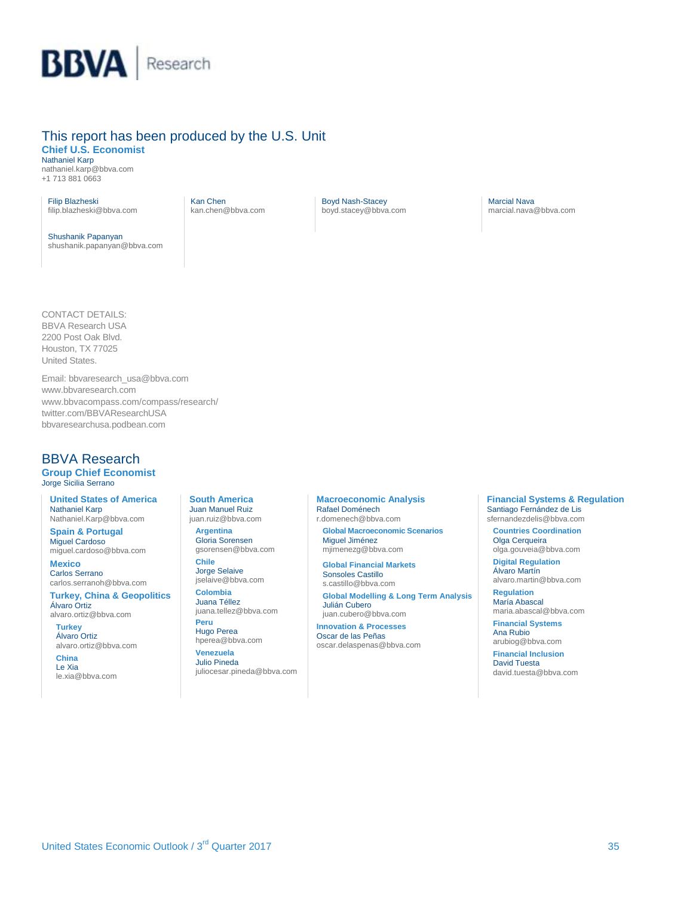BBVA | Research

## This report has been produced by the U.S. Unit

### Chief U.S. Economist

Nathaniel Karp
nathaniel.karp@bbva.com
+1 713 881 0663

Filip Blazheski
filip.blazheski@bbva.com

Shushanik Papanyan
shushanik.papanyan@bbva.com

Kan Chen
kan.chen@bbva.com

Boyd Nash-Stacey
boyd.stacey@bbva.com

Marcial Nava
marcial.nava@bbva.com

CONTACT DETAILS:
BBVA Research USA
2200 Post Oak Blvd.
Houston, TX 77025
United States.

Email: bbvaresearch_usa@bbva.com
www.bbvaresearch.com
www.bbvacompass.com/compass/research/
twitter.com/BBVAResearchUSA
bbvaresearchusa.podbean.com

## BBVA Research

### Group Chief Economist

Jorge Sicilia Serrano

**United States of America**
Nathaniel Karp
Nathaniel.Karp@bbva.com

**Spain & Portugal**
Miguel Cardoso
miguel.cardoso@bbva.com

**Mexico**
Carlos Serrano
carlos.serranoh@bbva.com

**Turkey, China & Geopolitics**
Álvaro Ortiz
alvaro.ortiz@bbva.com

**Turkey**
Álvaro Ortiz
alvaro.ortiz@bbva.com

**China**
Le Xia
le.xia@bbva.com

**South America**
Juan Manuel Ruiz
juan.ruiz@bbva.com

**Argentina**
Gloria Sorensen
gsorensen@bbva.com

**Chile**
Jorge Selaive
jselaive@bbva.com

**Colombia**
Juana Téllez
juana.tellez@bbva.com

**Peru**
Hugo Perea
hperea@bbva.com

**Venezuela**
Julio Pineda
juliocesar.pineda@bbva.com

**Macroeconomic Analysis**
Rafael Doménech
r.domenech@bbva.com

**Global Macroeconomic Scenarios**
Miguel Jiménez
mjimenezg@bbva.com

**Global Financial Markets**
Sonsoles Castillo
s.castillo@bbva.com

**Global Modelling & Long Term Analysis**
Julián Cubero
juan.cubero@bbva.com

**Innovation & Processes**
Oscar de las Peñas
oscar.delaspenas@bbva.com

**Financial Systems & Regulation**
Santiago Fernández de Lis
sfernandezdelis@bbva.com

**Countries Coordination**
Olga Cerqueira
olga.gouveia@bbva.com

**Digital Regulation**
Álvaro Martín
alvaro.martin@bbva.com

**Regulation**
María Abascal
maria.abascal@bbva.com

**Financial Systems**
Ana Rubio
arubiog@bbva.com

**Financial Inclusion**
David Tuesta
david.tuesta@bbva.com